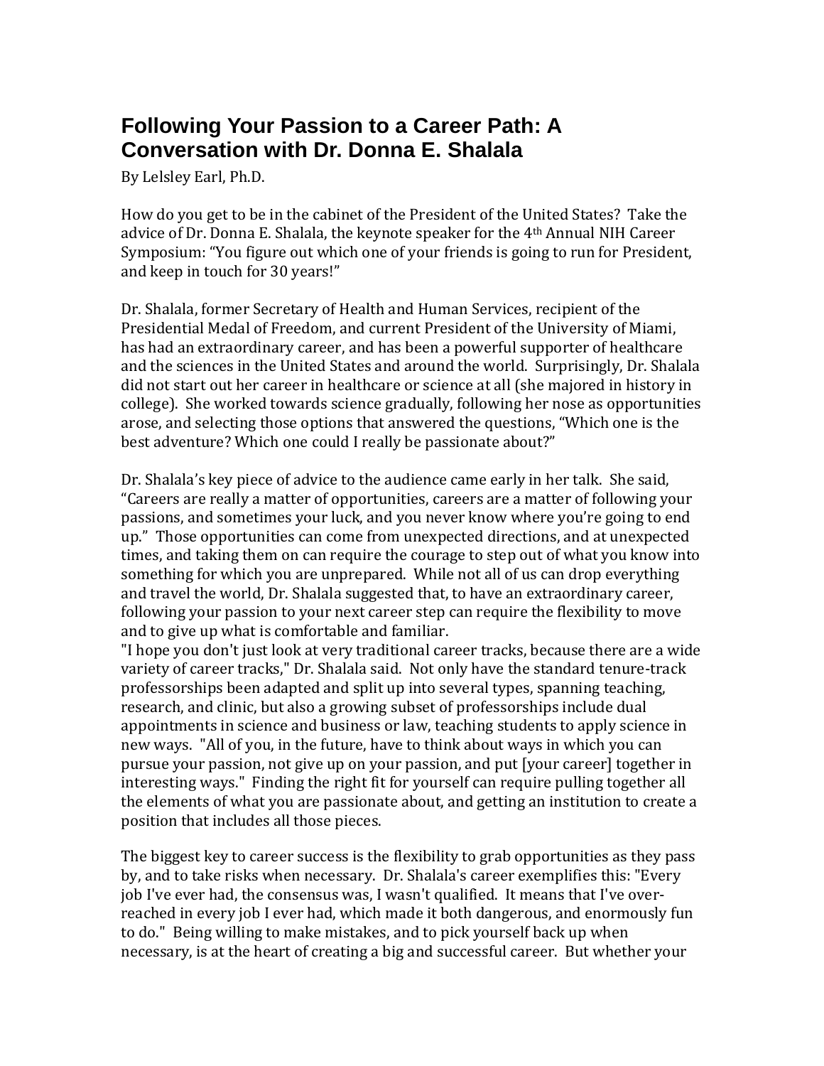# Following Your Passion to a Career Path: A Conversation with Dr. Donna E. Shalala

By Lelsley Earl, Ph.D.

How do you get to be in the cabinet of the President of the United States? Take the advice of Dr. Donna E. Shalala, the keynote speaker for the 4th Annual NIH Career Symposium: "You figure out which one of your friends is going to run for President, and keep in touch for 30 years!"

Dr. Shalala, former Secretary of Health and Human Services, recipient of the Presidential Medal of Freedom, and current President of the University of Miami, has had an extraordinary career, and has been a powerful supporter of healthcare and the sciences in the United States and around the world. Surprisingly, Dr. Shalala did not start out her career in healthcare or science at all (she majored in history in college). She worked towards science gradually, following her nose as opportunities arose, and selecting those options that answered the questions, "Which one is the best adventure? Which one could I really be passionate about?"

Dr. Shalala's key piece of advice to the audience came early in her talk. She said, "Careers are really a matter of opportunities, careers are a matter of following your passions, and sometimes your luck, and you never know where you're going to end up." Those opportunities can come from unexpected directions, and at unexpected times, and taking them on can require the courage to step out of what you know into something for which you are unprepared. While not all of us can drop everything and travel the world, Dr. Shalala suggested that, to have an extraordinary career, following your passion to your next career step can require the flexibility to move and to give up what is comfortable and familiar.

"I hope you don't just look at very traditional career tracks, because there are a wide variety of career tracks," Dr. Shalala said. Not only have the standard tenure-track professorships been adapted and split up into several types, spanning teaching, research, and clinic, but also a growing subset of professorships include dual appointments in science and business or law, teaching students to apply science in new ways. "All of you, in the future, have to think about ways in which you can pursue your passion, not give up on your passion, and put [your career] together in interesting ways." Finding the right fit for yourself can require pulling together all the elements of what you are passionate about, and getting an institution to create a position that includes all those pieces.

The biggest key to career success is the flexibility to grab opportunities as they pass by, and to take risks when necessary. Dr. Shalala's career exemplifies this: "Every job I've ever had, the consensus was, I wasn't qualified. It means that I've over-reached in every job I ever had, which made it both dangerous, and enormously fun to do." Being willing to make mistakes, and to pick yourself back up when necessary, is at the heart of creating a big and successful career. But whether your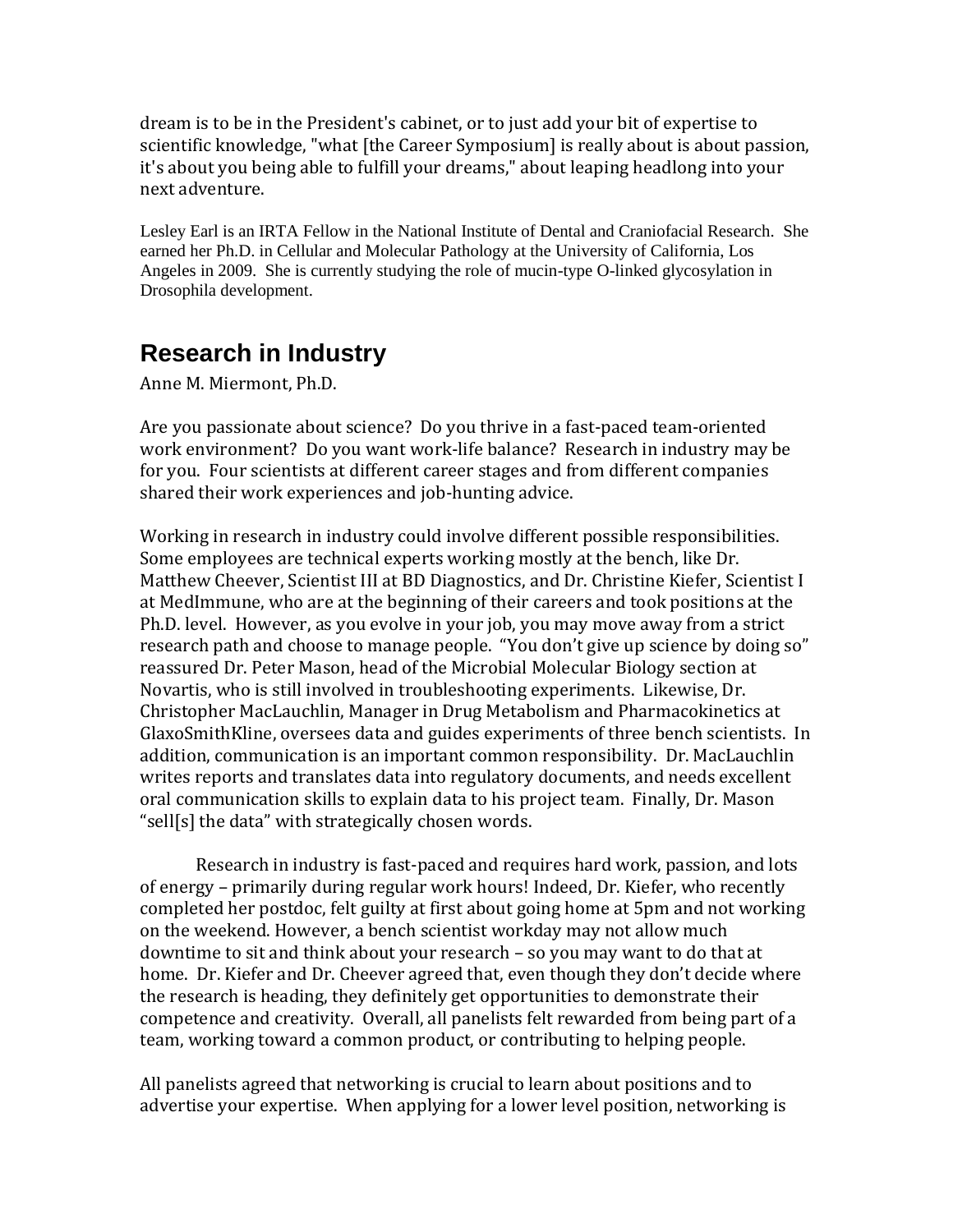dream is to be in the President's cabinet, or to just add your bit of expertise to scientific knowledge, "what [the Career Symposium] is really about is about passion, it's about you being able to fulfill your dreams," about leaping headlong into your next adventure.

Lesley Earl is an IRTA Fellow in the National Institute of Dental and Craniofacial Research. She earned her Ph.D. in Cellular and Molecular Pathology at the University of California, Los Angeles in 2009. She is currently studying the role of mucin-type O-linked glycosylation in Drosophila development.

## Research in Industry

Anne M. Miermont, Ph.D.

Are you passionate about science? Do you thrive in a fast-paced team-oriented work environment? Do you want work-life balance? Research in industry may be for you. Four scientists at different career stages and from different companies shared their work experiences and job-hunting advice.

Working in research in industry could involve different possible responsibilities. Some employees are technical experts working mostly at the bench, like Dr. Matthew Cheever, Scientist III at BD Diagnostics, and Dr. Christine Kiefer, Scientist I at MedImmune, who are at the beginning of their careers and took positions at the Ph.D. level. However, as you evolve in your job, you may move away from a strict research path and choose to manage people. "You don't give up science by doing so" reassured Dr. Peter Mason, head of the Microbial Molecular Biology section at Novartis, who is still involved in troubleshooting experiments. Likewise, Dr. Christopher MacLauchlin, Manager in Drug Metabolism and Pharmacokinetics at GlaxoSmithKline, oversees data and guides experiments of three bench scientists. In addition, communication is an important common responsibility. Dr. MacLauchlin writes reports and translates data into regulatory documents, and needs excellent oral communication skills to explain data to his project team. Finally, Dr. Mason "sell[s] the data" with strategically chosen words.

Research in industry is fast-paced and requires hard work, passion, and lots of energy – primarily during regular work hours! Indeed, Dr. Kiefer, who recently completed her postdoc, felt guilty at first about going home at 5pm and not working on the weekend. However, a bench scientist workday may not allow much downtime to sit and think about your research – so you may want to do that at home. Dr. Kiefer and Dr. Cheever agreed that, even though they don't decide where the research is heading, they definitely get opportunities to demonstrate their competence and creativity. Overall, all panelists felt rewarded from being part of a team, working toward a common product, or contributing to helping people.

All panelists agreed that networking is crucial to learn about positions and to advertise your expertise. When applying for a lower level position, networking is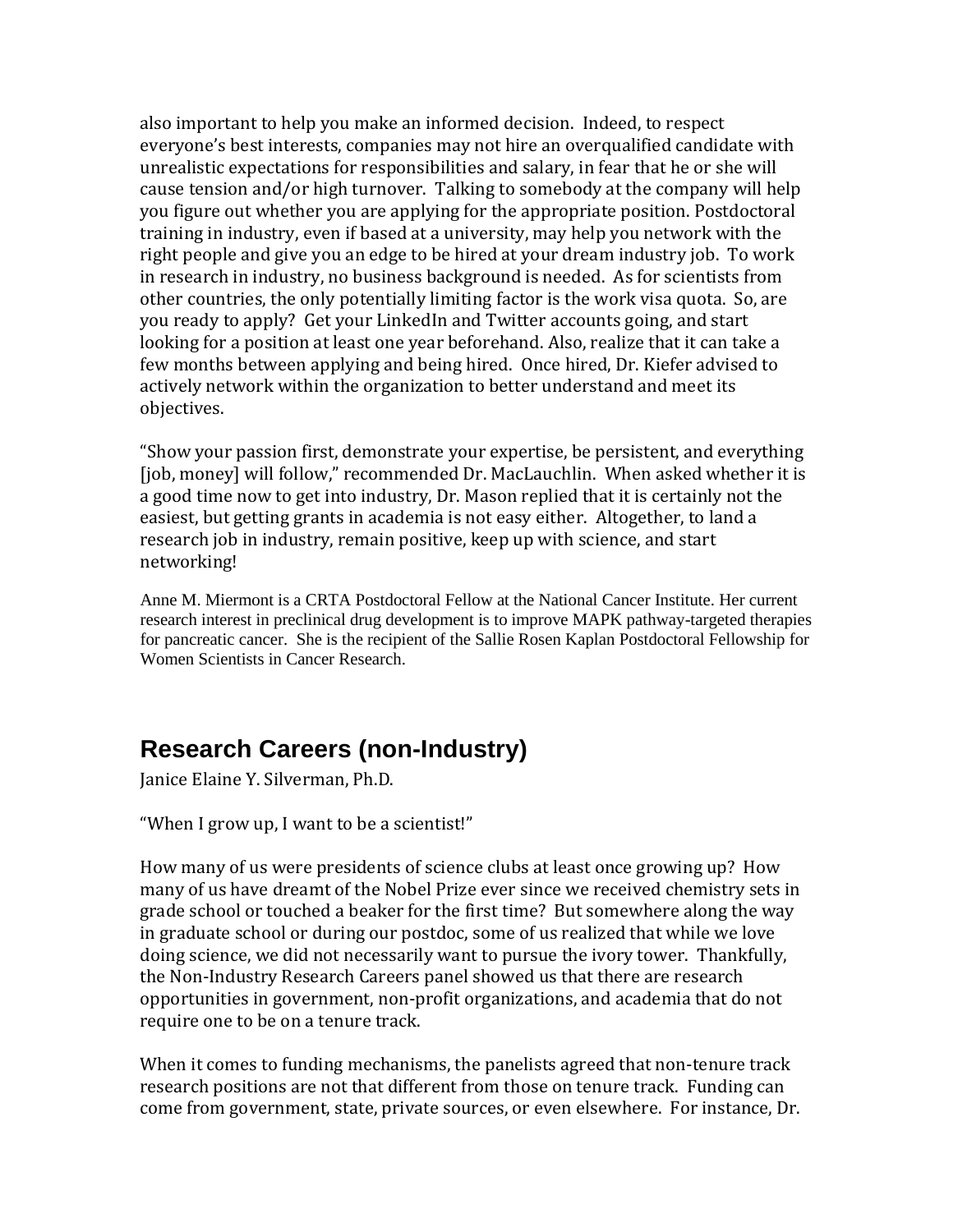also important to help you make an informed decision. Indeed, to respect everyone's best interests, companies may not hire an overqualified candidate with unrealistic expectations for responsibilities and salary, in fear that he or she will cause tension and/or high turnover. Talking to somebody at the company will help you figure out whether you are applying for the appropriate position. Postdoctoral training in industry, even if based at a university, may help you network with the right people and give you an edge to be hired at your dream industry job. To work in research in industry, no business background is needed. As for scientists from other countries, the only potentially limiting factor is the work visa quota. So, are you ready to apply? Get your LinkedIn and Twitter accounts going, and start looking for a position at least one year beforehand. Also, realize that it can take a few months between applying and being hired. Once hired, Dr. Kiefer advised to actively network within the organization to better understand and meet its objectives.

"Show your passion first, demonstrate your expertise, be persistent, and everything [job, money] will follow," recommended Dr. MacLauchlin. When asked whether it is a good time now to get into industry, Dr. Mason replied that it is certainly not the easiest, but getting grants in academia is not easy either. Altogether, to land a research job in industry, remain positive, keep up with science, and start networking!

Anne M. Miermont is a CRTA Postdoctoral Fellow at the National Cancer Institute. Her current research interest in preclinical drug development is to improve MAPK pathway-targeted therapies for pancreatic cancer. She is the recipient of the Sallie Rosen Kaplan Postdoctoral Fellowship for Women Scientists in Cancer Research.

## Research Careers (non-Industry)

Janice Elaine Y. Silverman, Ph.D.

"When I grow up, I want to be a scientist!"

How many of us were presidents of science clubs at least once growing up? How many of us have dreamt of the Nobel Prize ever since we received chemistry sets in grade school or touched a beaker for the first time? But somewhere along the way in graduate school or during our postdoc, some of us realized that while we love doing science, we did not necessarily want to pursue the ivory tower. Thankfully, the Non-Industry Research Careers panel showed us that there are research opportunities in government, non-profit organizations, and academia that do not require one to be on a tenure track.

When it comes to funding mechanisms, the panelists agreed that non-tenure track research positions are not that different from those on tenure track. Funding can come from government, state, private sources, or even elsewhere. For instance, Dr.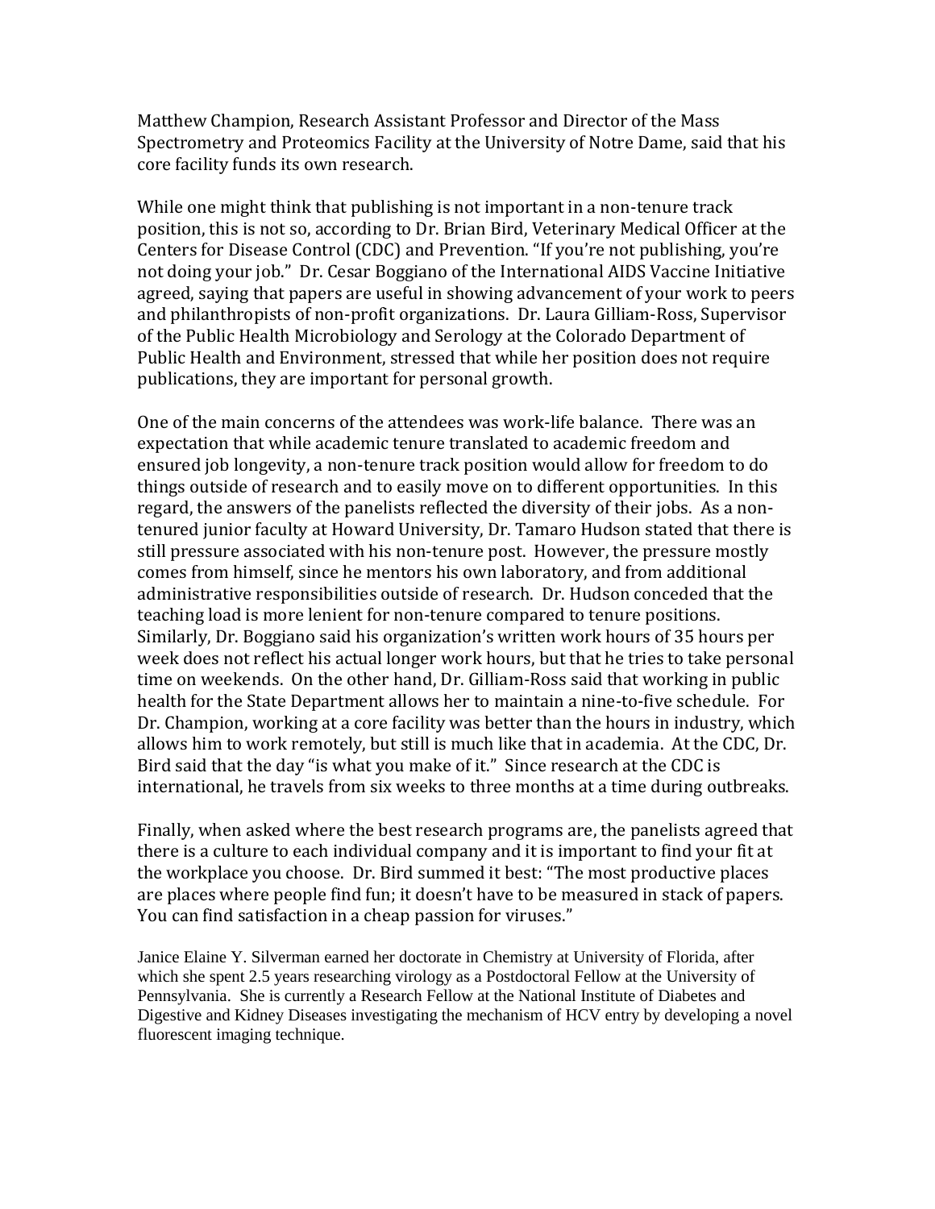Matthew Champion, Research Assistant Professor and Director of the Mass Spectrometry and Proteomics Facility at the University of Notre Dame, said that his core facility funds its own research.

While one might think that publishing is not important in a non-tenure track position, this is not so, according to Dr. Brian Bird, Veterinary Medical Officer at the Centers for Disease Control (CDC) and Prevention. "If you're not publishing, you're not doing your job." Dr. Cesar Boggiano of the International AIDS Vaccine Initiative agreed, saying that papers are useful in showing advancement of your work to peers and philanthropists of non-profit organizations. Dr. Laura Gilliam-Ross, Supervisor of the Public Health Microbiology and Serology at the Colorado Department of Public Health and Environment, stressed that while her position does not require publications, they are important for personal growth.

One of the main concerns of the attendees was work-life balance. There was an expectation that while academic tenure translated to academic freedom and ensured job longevity, a non-tenure track position would allow for freedom to do things outside of research and to easily move on to different opportunities. In this regard, the answers of the panelists reflected the diversity of their jobs. As a non-tenured junior faculty at Howard University, Dr. Tamaro Hudson stated that there is still pressure associated with his non-tenure post. However, the pressure mostly comes from himself, since he mentors his own laboratory, and from additional administrative responsibilities outside of research. Dr. Hudson conceded that the teaching load is more lenient for non-tenure compared to tenure positions. Similarly, Dr. Boggiano said his organization's written work hours of 35 hours per week does not reflect his actual longer work hours, but that he tries to take personal time on weekends. On the other hand, Dr. Gilliam-Ross said that working in public health for the State Department allows her to maintain a nine-to-five schedule. For Dr. Champion, working at a core facility was better than the hours in industry, which allows him to work remotely, but still is much like that in academia. At the CDC, Dr. Bird said that the day "is what you make of it." Since research at the CDC is international, he travels from six weeks to three months at a time during outbreaks.

Finally, when asked where the best research programs are, the panelists agreed that there is a culture to each individual company and it is important to find your fit at the workplace you choose. Dr. Bird summed it best: "The most productive places are places where people find fun; it doesn't have to be measured in stack of papers. You can find satisfaction in a cheap passion for viruses."

Janice Elaine Y. Silverman earned her doctorate in Chemistry at University of Florida, after which she spent 2.5 years researching virology as a Postdoctoral Fellow at the University of Pennsylvania. She is currently a Research Fellow at the National Institute of Diabetes and Digestive and Kidney Diseases investigating the mechanism of HCV entry by developing a novel fluorescent imaging technique.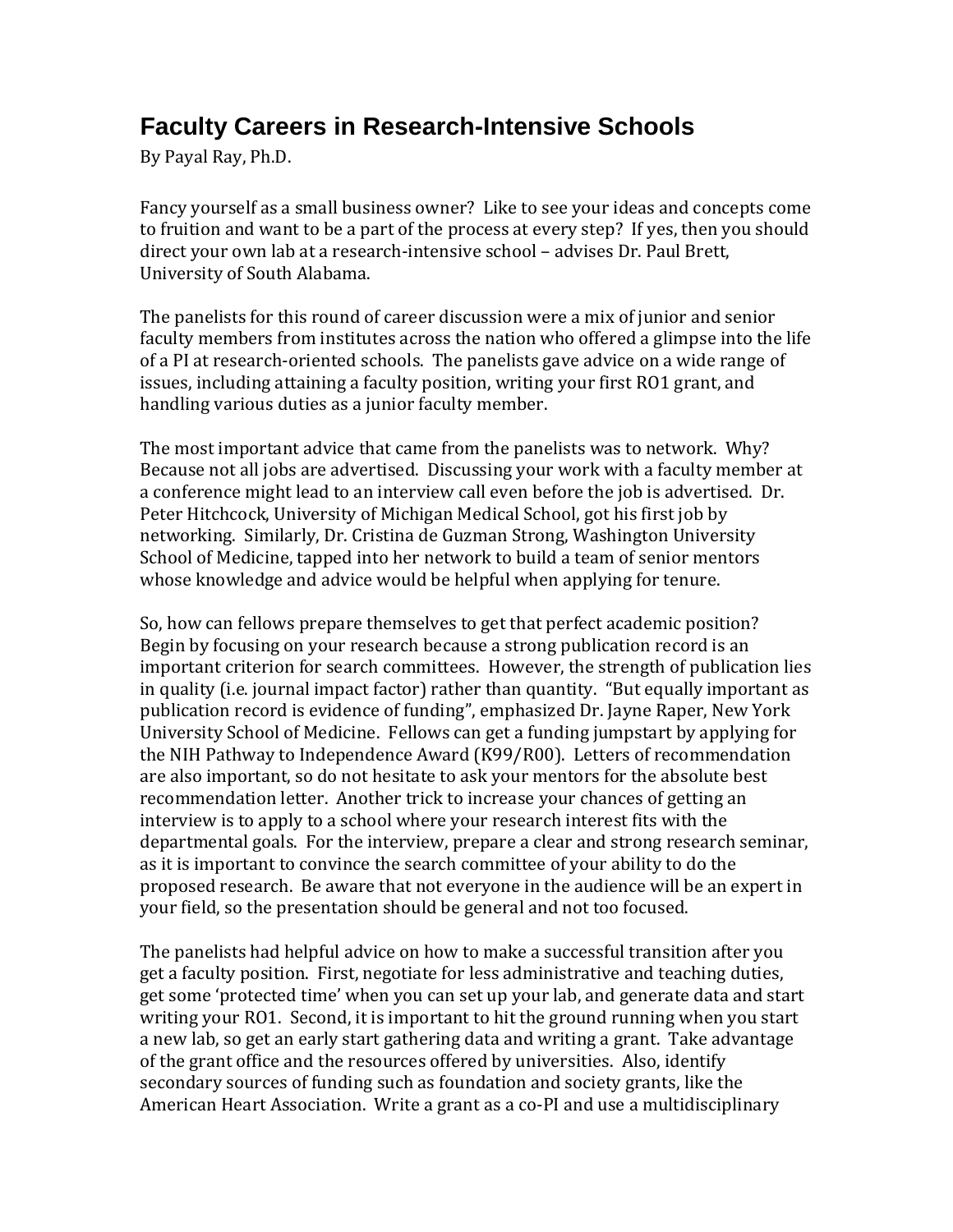# Faculty Careers in Research-Intensive Schools

By Payal Ray, Ph.D.

Fancy yourself as a small business owner? Like to see your ideas and concepts come to fruition and want to be a part of the process at every step? If yes, then you should direct your own lab at a research-intensive school – advises Dr. Paul Brett, University of South Alabama.

The panelists for this round of career discussion were a mix of junior and senior faculty members from institutes across the nation who offered a glimpse into the life of a PI at research-oriented schools. The panelists gave advice on a wide range of issues, including attaining a faculty position, writing your first RO1 grant, and handling various duties as a junior faculty member.

The most important advice that came from the panelists was to network. Why? Because not all jobs are advertised. Discussing your work with a faculty member at a conference might lead to an interview call even before the job is advertised. Dr. Peter Hitchcock, University of Michigan Medical School, got his first job by networking. Similarly, Dr. Cristina de Guzman Strong, Washington University School of Medicine, tapped into her network to build a team of senior mentors whose knowledge and advice would be helpful when applying for tenure.

So, how can fellows prepare themselves to get that perfect academic position? Begin by focusing on your research because a strong publication record is an important criterion for search committees. However, the strength of publication lies in quality (i.e. journal impact factor) rather than quantity. "But equally important as publication record is evidence of funding", emphasized Dr. Jayne Raper, New York University School of Medicine. Fellows can get a funding jumpstart by applying for the NIH Pathway to Independence Award (K99/R00). Letters of recommendation are also important, so do not hesitate to ask your mentors for the absolute best recommendation letter. Another trick to increase your chances of getting an interview is to apply to a school where your research interest fits with the departmental goals. For the interview, prepare a clear and strong research seminar, as it is important to convince the search committee of your ability to do the proposed research. Be aware that not everyone in the audience will be an expert in your field, so the presentation should be general and not too focused.

The panelists had helpful advice on how to make a successful transition after you get a faculty position. First, negotiate for less administrative and teaching duties, get some 'protected time' when you can set up your lab, and generate data and start writing your RO1. Second, it is important to hit the ground running when you start a new lab, so get an early start gathering data and writing a grant. Take advantage of the grant office and the resources offered by universities. Also, identify secondary sources of funding such as foundation and society grants, like the American Heart Association. Write a grant as a co-PI and use a multidisciplinary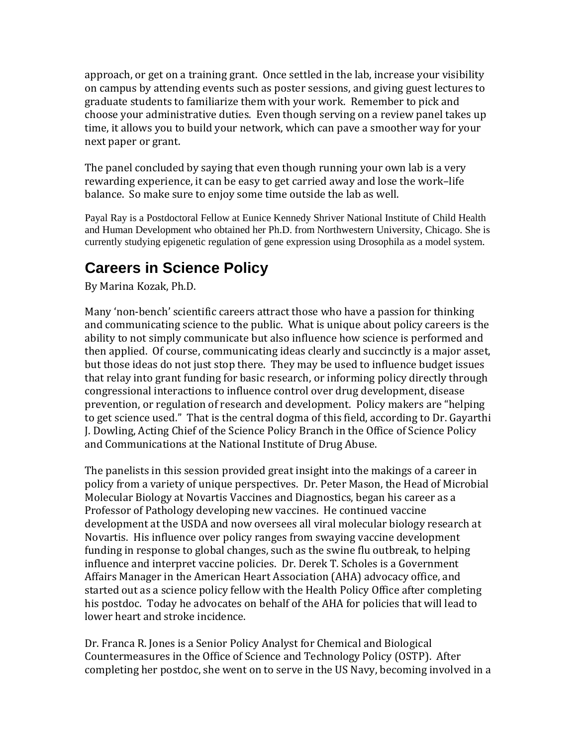approach, or get on a training grant. Once settled in the lab, increase your visibility on campus by attending events such as poster sessions, and giving guest lectures to graduate students to familiarize them with your work. Remember to pick and choose your administrative duties. Even though serving on a review panel takes up time, it allows you to build your network, which can pave a smoother way for your next paper or grant.

The panel concluded by saying that even though running your own lab is a very rewarding experience, it can be easy to get carried away and lose the work–life balance. So make sure to enjoy some time outside the lab as well.

Payal Ray is a Postdoctoral Fellow at Eunice Kennedy Shriver National Institute of Child Health and Human Development who obtained her Ph.D. from Northwestern University, Chicago. She is currently studying epigenetic regulation of gene expression using Drosophila as a model system.

## Careers in Science Policy

By Marina Kozak, Ph.D.

Many 'non-bench' scientific careers attract those who have a passion for thinking and communicating science to the public. What is unique about policy careers is the ability to not simply communicate but also influence how science is performed and then applied. Of course, communicating ideas clearly and succinctly is a major asset, but those ideas do not just stop there. They may be used to influence budget issues that relay into grant funding for basic research, or informing policy directly through congressional interactions to influence control over drug development, disease prevention, or regulation of research and development. Policy makers are "helping to get science used." That is the central dogma of this field, according to Dr. Gayarthi J. Dowling, Acting Chief of the Science Policy Branch in the Office of Science Policy and Communications at the National Institute of Drug Abuse.

The panelists in this session provided great insight into the makings of a career in policy from a variety of unique perspectives. Dr. Peter Mason, the Head of Microbial Molecular Biology at Novartis Vaccines and Diagnostics, began his career as a Professor of Pathology developing new vaccines. He continued vaccine development at the USDA and now oversees all viral molecular biology research at Novartis. His influence over policy ranges from swaying vaccine development funding in response to global changes, such as the swine flu outbreak, to helping influence and interpret vaccine policies. Dr. Derek T. Scholes is a Government Affairs Manager in the American Heart Association (AHA) advocacy office, and started out as a science policy fellow with the Health Policy Office after completing his postdoc. Today he advocates on behalf of the AHA for policies that will lead to lower heart and stroke incidence.

Dr. Franca R. Jones is a Senior Policy Analyst for Chemical and Biological Countermeasures in the Office of Science and Technology Policy (OSTP). After completing her postdoc, she went on to serve in the US Navy, becoming involved in a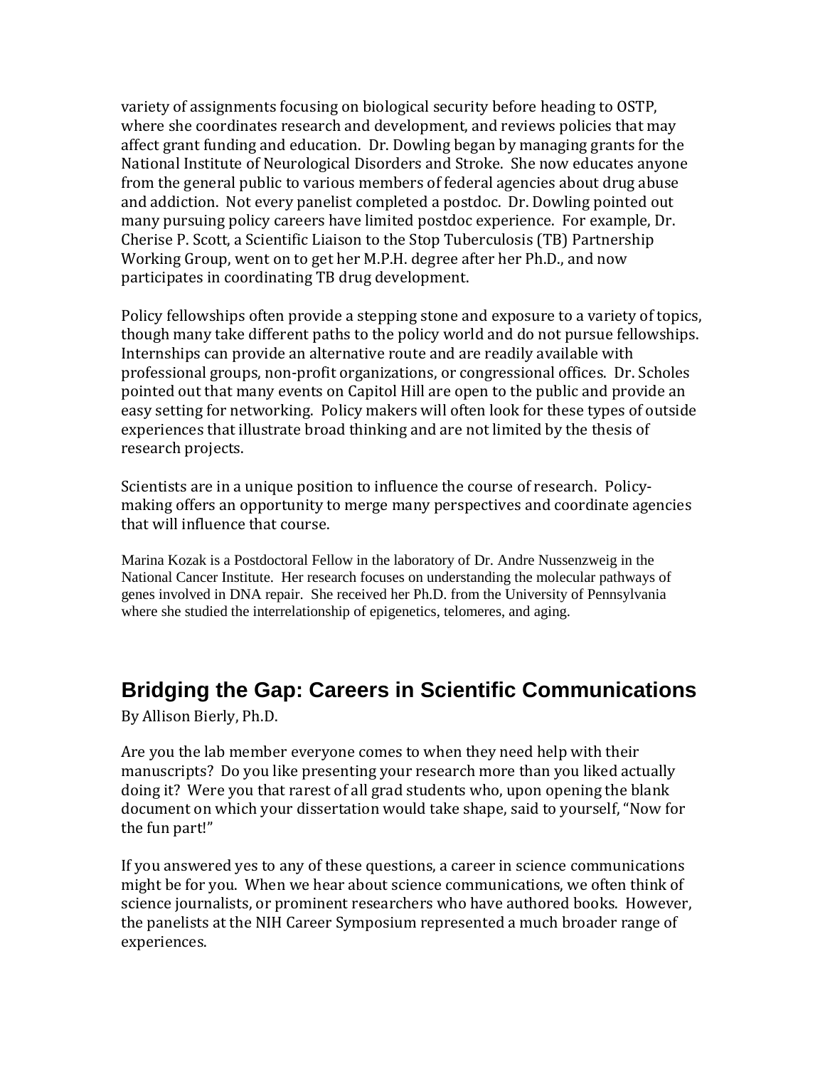variety of assignments focusing on biological security before heading to OSTP, where she coordinates research and development, and reviews policies that may affect grant funding and education. Dr. Dowling began by managing grants for the National Institute of Neurological Disorders and Stroke. She now educates anyone from the general public to various members of federal agencies about drug abuse and addiction. Not every panelist completed a postdoc. Dr. Dowling pointed out many pursuing policy careers have limited postdoc experience. For example, Dr. Cherise P. Scott, a Scientific Liaison to the Stop Tuberculosis (TB) Partnership Working Group, went on to get her M.P.H. degree after her Ph.D., and now participates in coordinating TB drug development.

Policy fellowships often provide a stepping stone and exposure to a variety of topics, though many take different paths to the policy world and do not pursue fellowships. Internships can provide an alternative route and are readily available with professional groups, non-profit organizations, or congressional offices. Dr. Scholes pointed out that many events on Capitol Hill are open to the public and provide an easy setting for networking. Policy makers will often look for these types of outside experiences that illustrate broad thinking and are not limited by the thesis of research projects.

Scientists are in a unique position to influence the course of research. Policy-making offers an opportunity to merge many perspectives and coordinate agencies that will influence that course.

Marina Kozak is a Postdoctoral Fellow in the laboratory of Dr. Andre Nussenzweig in the National Cancer Institute. Her research focuses on understanding the molecular pathways of genes involved in DNA repair. She received her Ph.D. from the University of Pennsylvania where she studied the interrelationship of epigenetics, telomeres, and aging.

## Bridging the Gap: Careers in Scientific Communications

By Allison Bierly, Ph.D.

Are you the lab member everyone comes to when they need help with their manuscripts? Do you like presenting your research more than you liked actually doing it? Were you that rarest of all grad students who, upon opening the blank document on which your dissertation would take shape, said to yourself, "Now for the fun part!"

If you answered yes to any of these questions, a career in science communications might be for you. When we hear about science communications, we often think of science journalists, or prominent researchers who have authored books. However, the panelists at the NIH Career Symposium represented a much broader range of experiences.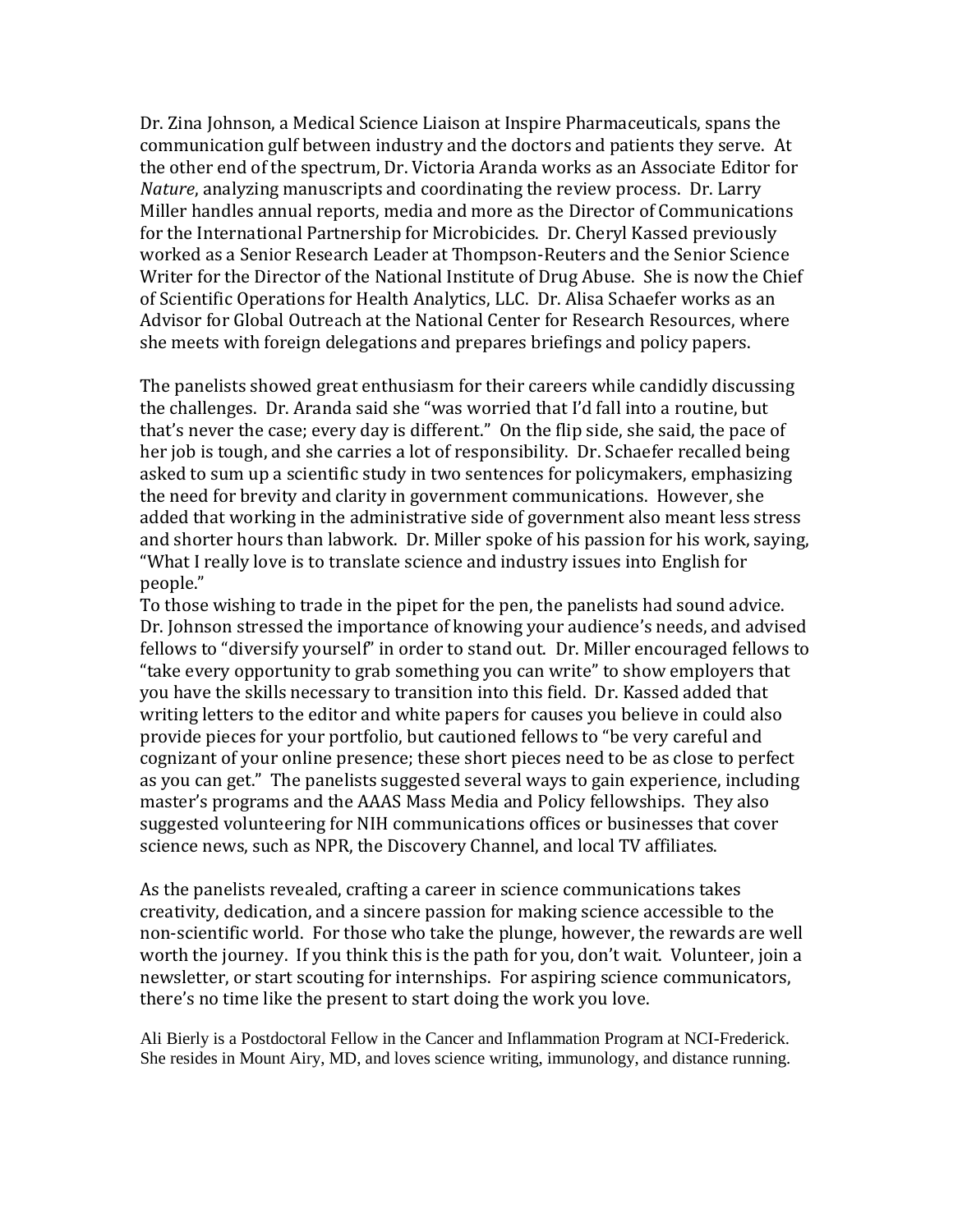Dr. Zina Johnson, a Medical Science Liaison at Inspire Pharmaceuticals, spans the communication gulf between industry and the doctors and patients they serve. At the other end of the spectrum, Dr. Victoria Aranda works as an Associate Editor for *Nature*, analyzing manuscripts and coordinating the review process. Dr. Larry Miller handles annual reports, media and more as the Director of Communications for the International Partnership for Microbicides. Dr. Cheryl Kassed previously worked as a Senior Research Leader at Thompson-Reuters and the Senior Science Writer for the Director of the National Institute of Drug Abuse. She is now the Chief of Scientific Operations for Health Analytics, LLC. Dr. Alisa Schaefer works as an Advisor for Global Outreach at the National Center for Research Resources, where she meets with foreign delegations and prepares briefings and policy papers.

The panelists showed great enthusiasm for their careers while candidly discussing the challenges. Dr. Aranda said she "was worried that I'd fall into a routine, but that's never the case; every day is different." On the flip side, she said, the pace of her job is tough, and she carries a lot of responsibility. Dr. Schaefer recalled being asked to sum up a scientific study in two sentences for policymakers, emphasizing the need for brevity and clarity in government communications. However, she added that working in the administrative side of government also meant less stress and shorter hours than labwork. Dr. Miller spoke of his passion for his work, saying, "What I really love is to translate science and industry issues into English for people."

To those wishing to trade in the pipet for the pen, the panelists had sound advice. Dr. Johnson stressed the importance of knowing your audience's needs, and advised fellows to "diversify yourself" in order to stand out. Dr. Miller encouraged fellows to "take every opportunity to grab something you can write" to show employers that you have the skills necessary to transition into this field. Dr. Kassed added that writing letters to the editor and white papers for causes you believe in could also provide pieces for your portfolio, but cautioned fellows to "be very careful and cognizant of your online presence; these short pieces need to be as close to perfect as you can get." The panelists suggested several ways to gain experience, including master's programs and the AAAS Mass Media and Policy fellowships. They also suggested volunteering for NIH communications offices or businesses that cover science news, such as NPR, the Discovery Channel, and local TV affiliates.

As the panelists revealed, crafting a career in science communications takes creativity, dedication, and a sincere passion for making science accessible to the non-scientific world. For those who take the plunge, however, the rewards are well worth the journey. If you think this is the path for you, don't wait. Volunteer, join a newsletter, or start scouting for internships. For aspiring science communicators, there's no time like the present to start doing the work you love.

Ali Bierly is a Postdoctoral Fellow in the Cancer and Inflammation Program at NCI-Frederick. She resides in Mount Airy, MD, and loves science writing, immunology, and distance running.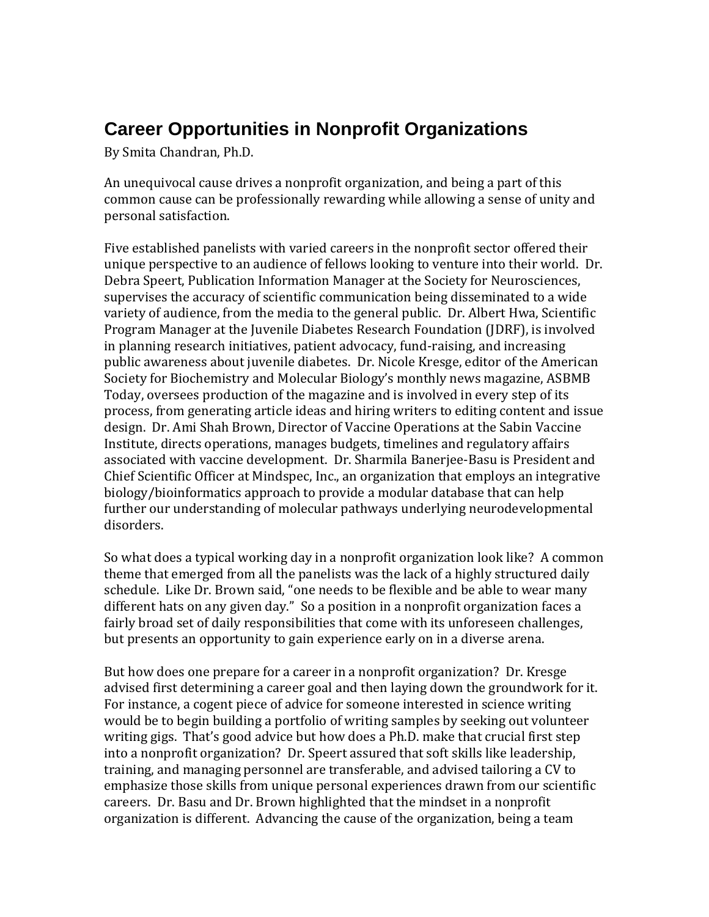# Career Opportunities in Nonprofit Organizations

By Smita Chandran, Ph.D.

An unequivocal cause drives a nonprofit organization, and being a part of this common cause can be professionally rewarding while allowing a sense of unity and personal satisfaction.

Five established panelists with varied careers in the nonprofit sector offered their unique perspective to an audience of fellows looking to venture into their world. Dr. Debra Speert, Publication Information Manager at the Society for Neurosciences, supervises the accuracy of scientific communication being disseminated to a wide variety of audience, from the media to the general public. Dr. Albert Hwa, Scientific Program Manager at the Juvenile Diabetes Research Foundation (JDRF), is involved in planning research initiatives, patient advocacy, fund-raising, and increasing public awareness about juvenile diabetes. Dr. Nicole Kresge, editor of the American Society for Biochemistry and Molecular Biology's monthly news magazine, ASBMB Today, oversees production of the magazine and is involved in every step of its process, from generating article ideas and hiring writers to editing content and issue design. Dr. Ami Shah Brown, Director of Vaccine Operations at the Sabin Vaccine Institute, directs operations, manages budgets, timelines and regulatory affairs associated with vaccine development. Dr. Sharmila Banerjee-Basu is President and Chief Scientific Officer at Mindspec, Inc., an organization that employs an integrative biology/bioinformatics approach to provide a modular database that can help further our understanding of molecular pathways underlying neurodevelopmental disorders.

So what does a typical working day in a nonprofit organization look like? A common theme that emerged from all the panelists was the lack of a highly structured daily schedule. Like Dr. Brown said, "one needs to be flexible and be able to wear many different hats on any given day." So a position in a nonprofit organization faces a fairly broad set of daily responsibilities that come with its unforeseen challenges, but presents an opportunity to gain experience early on in a diverse arena.

But how does one prepare for a career in a nonprofit organization? Dr. Kresge advised first determining a career goal and then laying down the groundwork for it. For instance, a cogent piece of advice for someone interested in science writing would be to begin building a portfolio of writing samples by seeking out volunteer writing gigs. That's good advice but how does a Ph.D. make that crucial first step into a nonprofit organization? Dr. Speert assured that soft skills like leadership, training, and managing personnel are transferable, and advised tailoring a CV to emphasize those skills from unique personal experiences drawn from our scientific careers. Dr. Basu and Dr. Brown highlighted that the mindset in a nonprofit organization is different. Advancing the cause of the organization, being a team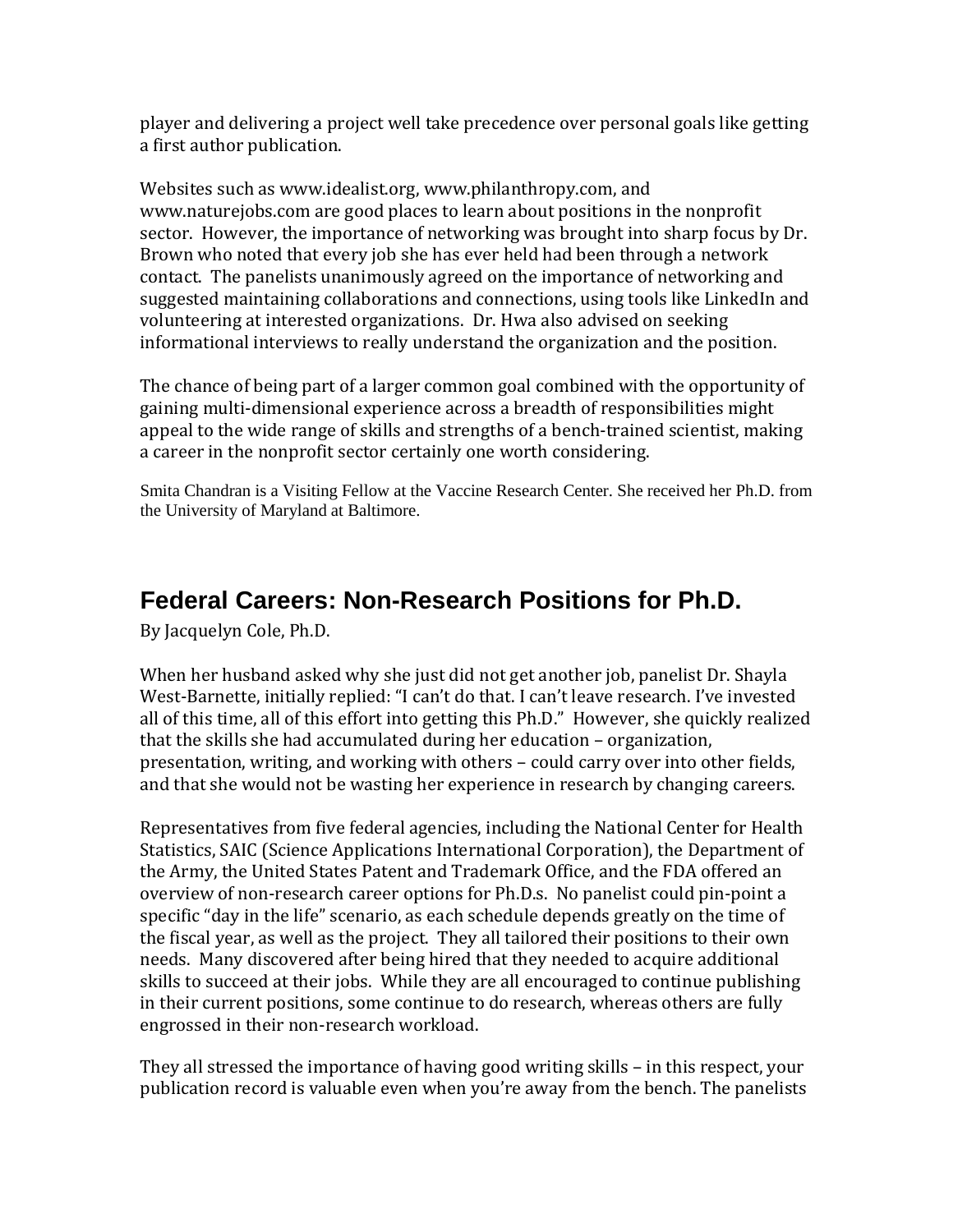player and delivering a project well take precedence over personal goals like getting a first author publication.

Websites such as www.idealist.org, www.philanthropy.com, and www.naturejobs.com are good places to learn about positions in the nonprofit sector. However, the importance of networking was brought into sharp focus by Dr. Brown who noted that every job she has ever held had been through a network contact. The panelists unanimously agreed on the importance of networking and suggested maintaining collaborations and connections, using tools like LinkedIn and volunteering at interested organizations. Dr. Hwa also advised on seeking informational interviews to really understand the organization and the position.

The chance of being part of a larger common goal combined with the opportunity of gaining multi-dimensional experience across a breadth of responsibilities might appeal to the wide range of skills and strengths of a bench-trained scientist, making a career in the nonprofit sector certainly one worth considering.

Smita Chandran is a Visiting Fellow at the Vaccine Research Center. She received her Ph.D. from the University of Maryland at Baltimore.

## Federal Careers: Non-Research Positions for Ph.D.

By Jacquelyn Cole, Ph.D.

When her husband asked why she just did not get another job, panelist Dr. Shayla West-Barnette, initially replied: "I can't do that. I can't leave research. I've invested all of this time, all of this effort into getting this Ph.D." However, she quickly realized that the skills she had accumulated during her education – organization, presentation, writing, and working with others – could carry over into other fields, and that she would not be wasting her experience in research by changing careers.

Representatives from five federal agencies, including the National Center for Health Statistics, SAIC (Science Applications International Corporation), the Department of the Army, the United States Patent and Trademark Office, and the FDA offered an overview of non-research career options for Ph.D.s. No panelist could pin-point a specific "day in the life" scenario, as each schedule depends greatly on the time of the fiscal year, as well as the project. They all tailored their positions to their own needs. Many discovered after being hired that they needed to acquire additional skills to succeed at their jobs. While they are all encouraged to continue publishing in their current positions, some continue to do research, whereas others are fully engrossed in their non-research workload.

They all stressed the importance of having good writing skills – in this respect, your publication record is valuable even when you're away from the bench. The panelists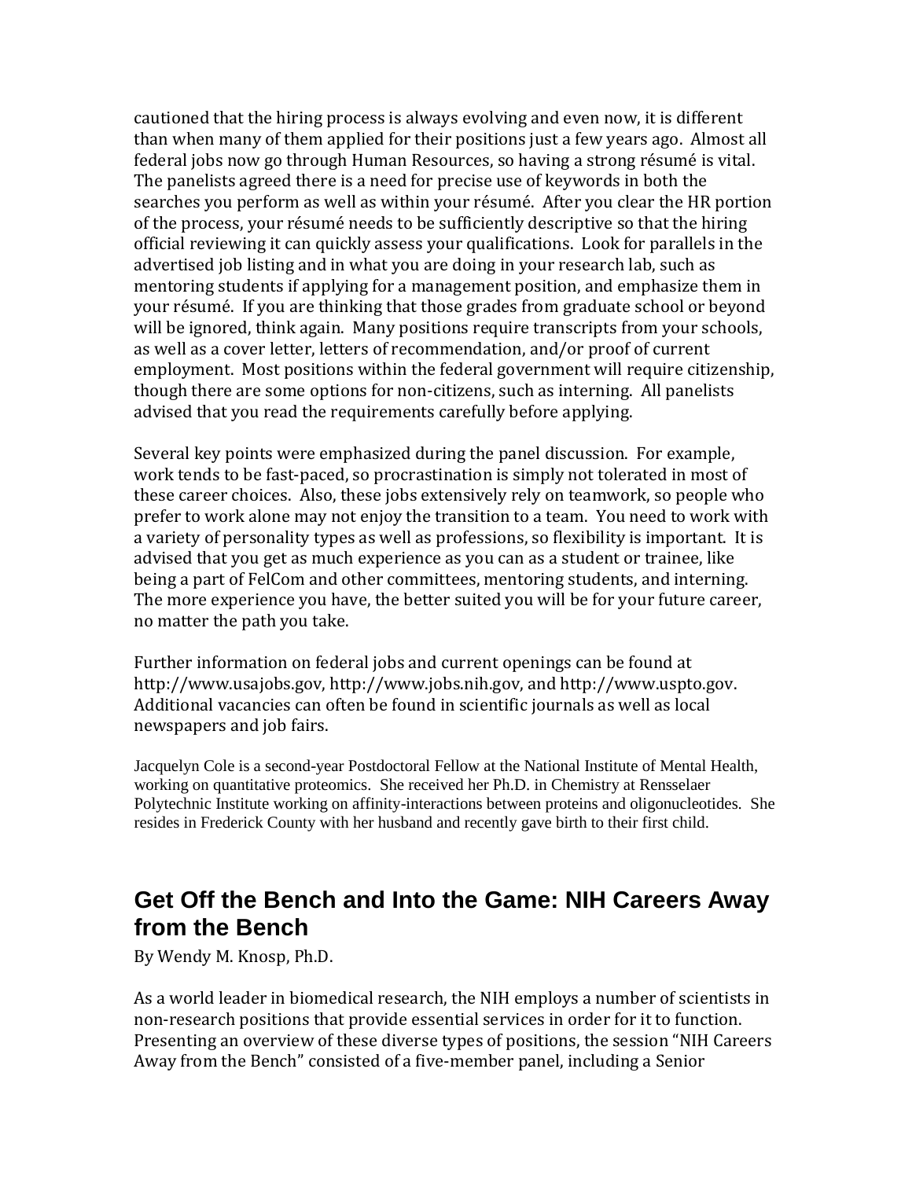cautioned that the hiring process is always evolving and even now, it is different than when many of them applied for their positions just a few years ago. Almost all federal jobs now go through Human Resources, so having a strong résumé is vital. The panelists agreed there is a need for precise use of keywords in both the searches you perform as well as within your résumé. After you clear the HR portion of the process, your résumé needs to be sufficiently descriptive so that the hiring official reviewing it can quickly assess your qualifications. Look for parallels in the advertised job listing and in what you are doing in your research lab, such as mentoring students if applying for a management position, and emphasize them in your résumé. If you are thinking that those grades from graduate school or beyond will be ignored, think again. Many positions require transcripts from your schools, as well as a cover letter, letters of recommendation, and/or proof of current employment. Most positions within the federal government will require citizenship, though there are some options for non-citizens, such as interning. All panelists advised that you read the requirements carefully before applying.

Several key points were emphasized during the panel discussion. For example, work tends to be fast-paced, so procrastination is simply not tolerated in most of these career choices. Also, these jobs extensively rely on teamwork, so people who prefer to work alone may not enjoy the transition to a team. You need to work with a variety of personality types as well as professions, so flexibility is important. It is advised that you get as much experience as you can as a student or trainee, like being a part of FelCom and other committees, mentoring students, and interning. The more experience you have, the better suited you will be for your future career, no matter the path you take.

Further information on federal jobs and current openings can be found at http://www.usajobs.gov, http://www.jobs.nih.gov, and http://www.uspto.gov. Additional vacancies can often be found in scientific journals as well as local newspapers and job fairs.

Jacquelyn Cole is a second-year Postdoctoral Fellow at the National Institute of Mental Health, working on quantitative proteomics. She received her Ph.D. in Chemistry at Rensselaer Polytechnic Institute working on affinity-interactions between proteins and oligonucleotides. She resides in Frederick County with her husband and recently gave birth to their first child.

## Get Off the Bench and Into the Game: NIH Careers Away from the Bench

By Wendy M. Knosp, Ph.D.

As a world leader in biomedical research, the NIH employs a number of scientists in non-research positions that provide essential services in order for it to function. Presenting an overview of these diverse types of positions, the session "NIH Careers Away from the Bench" consisted of a five-member panel, including a Senior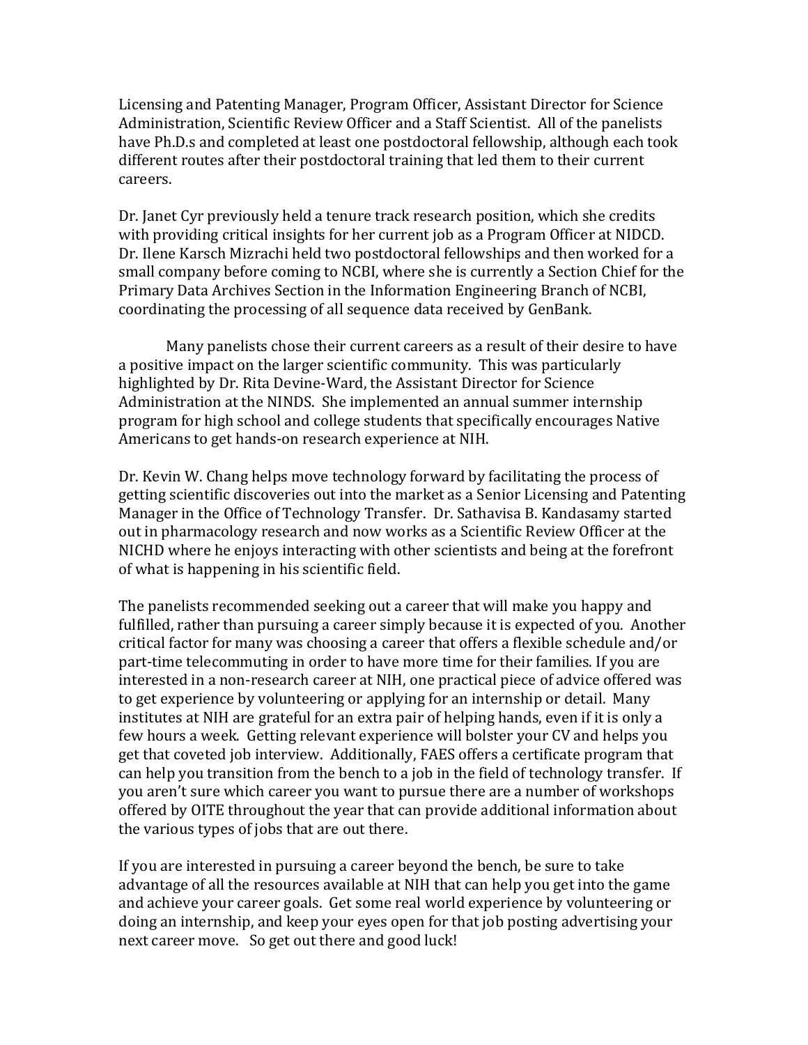Licensing and Patenting Manager, Program Officer, Assistant Director for Science Administration, Scientific Review Officer and a Staff Scientist. All of the panelists have Ph.D.s and completed at least one postdoctoral fellowship, although each took different routes after their postdoctoral training that led them to their current careers.

Dr. Janet Cyr previously held a tenure track research position, which she credits with providing critical insights for her current job as a Program Officer at NIDCD. Dr. Ilene Karsch Mizrachi held two postdoctoral fellowships and then worked for a small company before coming to NCBI, where she is currently a Section Chief for the Primary Data Archives Section in the Information Engineering Branch of NCBI, coordinating the processing of all sequence data received by GenBank.

Many panelists chose their current careers as a result of their desire to have a positive impact on the larger scientific community. This was particularly highlighted by Dr. Rita Devine-Ward, the Assistant Director for Science Administration at the NINDS. She implemented an annual summer internship program for high school and college students that specifically encourages Native Americans to get hands-on research experience at NIH.

Dr. Kevin W. Chang helps move technology forward by facilitating the process of getting scientific discoveries out into the market as a Senior Licensing and Patenting Manager in the Office of Technology Transfer. Dr. Sathavisa B. Kandasamy started out in pharmacology research and now works as a Scientific Review Officer at the NICHD where he enjoys interacting with other scientists and being at the forefront of what is happening in his scientific field.

The panelists recommended seeking out a career that will make you happy and fulfilled, rather than pursuing a career simply because it is expected of you. Another critical factor for many was choosing a career that offers a flexible schedule and/or part-time telecommuting in order to have more time for their families. If you are interested in a non-research career at NIH, one practical piece of advice offered was to get experience by volunteering or applying for an internship or detail. Many institutes at NIH are grateful for an extra pair of helping hands, even if it is only a few hours a week. Getting relevant experience will bolster your CV and helps you get that coveted job interview. Additionally, FAES offers a certificate program that can help you transition from the bench to a job in the field of technology transfer. If you aren't sure which career you want to pursue there are a number of workshops offered by OITE throughout the year that can provide additional information about the various types of jobs that are out there.

If you are interested in pursuing a career beyond the bench, be sure to take advantage of all the resources available at NIH that can help you get into the game and achieve your career goals. Get some real world experience by volunteering or doing an internship, and keep your eyes open for that job posting advertising your next career move. So get out there and good luck!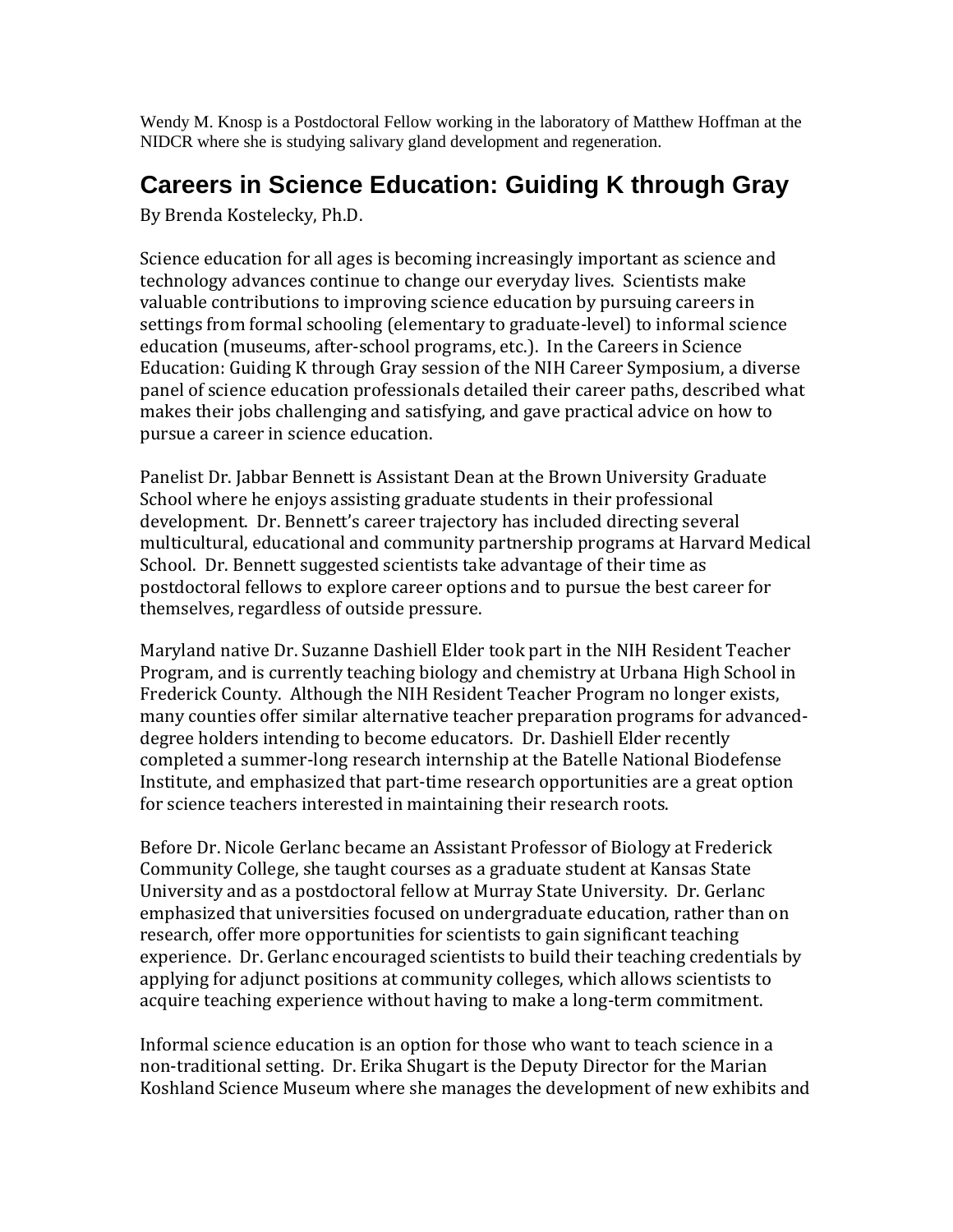Wendy M. Knosp is a Postdoctoral Fellow working in the laboratory of Matthew Hoffman at the NIDCR where she is studying salivary gland development and regeneration.

## Careers in Science Education: Guiding K through Gray

By Brenda Kostelecky, Ph.D.

Science education for all ages is becoming increasingly important as science and technology advances continue to change our everyday lives. Scientists make valuable contributions to improving science education by pursuing careers in settings from formal schooling (elementary to graduate-level) to informal science education (museums, after-school programs, etc.). In the Careers in Science Education: Guiding K through Gray session of the NIH Career Symposium, a diverse panel of science education professionals detailed their career paths, described what makes their jobs challenging and satisfying, and gave practical advice on how to pursue a career in science education.

Panelist Dr. Jabbar Bennett is Assistant Dean at the Brown University Graduate School where he enjoys assisting graduate students in their professional development. Dr. Bennett's career trajectory has included directing several multicultural, educational and community partnership programs at Harvard Medical School. Dr. Bennett suggested scientists take advantage of their time as postdoctoral fellows to explore career options and to pursue the best career for themselves, regardless of outside pressure.

Maryland native Dr. Suzanne Dashiell Elder took part in the NIH Resident Teacher Program, and is currently teaching biology and chemistry at Urbana High School in Frederick County. Although the NIH Resident Teacher Program no longer exists, many counties offer similar alternative teacher preparation programs for advanced-degree holders intending to become educators. Dr. Dashiell Elder recently completed a summer-long research internship at the Batelle National Biodefense Institute, and emphasized that part-time research opportunities are a great option for science teachers interested in maintaining their research roots.

Before Dr. Nicole Gerlanc became an Assistant Professor of Biology at Frederick Community College, she taught courses as a graduate student at Kansas State University and as a postdoctoral fellow at Murray State University. Dr. Gerlanc emphasized that universities focused on undergraduate education, rather than on research, offer more opportunities for scientists to gain significant teaching experience. Dr. Gerlanc encouraged scientists to build their teaching credentials by applying for adjunct positions at community colleges, which allows scientists to acquire teaching experience without having to make a long-term commitment.

Informal science education is an option for those who want to teach science in a non-traditional setting. Dr. Erika Shugart is the Deputy Director for the Marian Koshland Science Museum where she manages the development of new exhibits and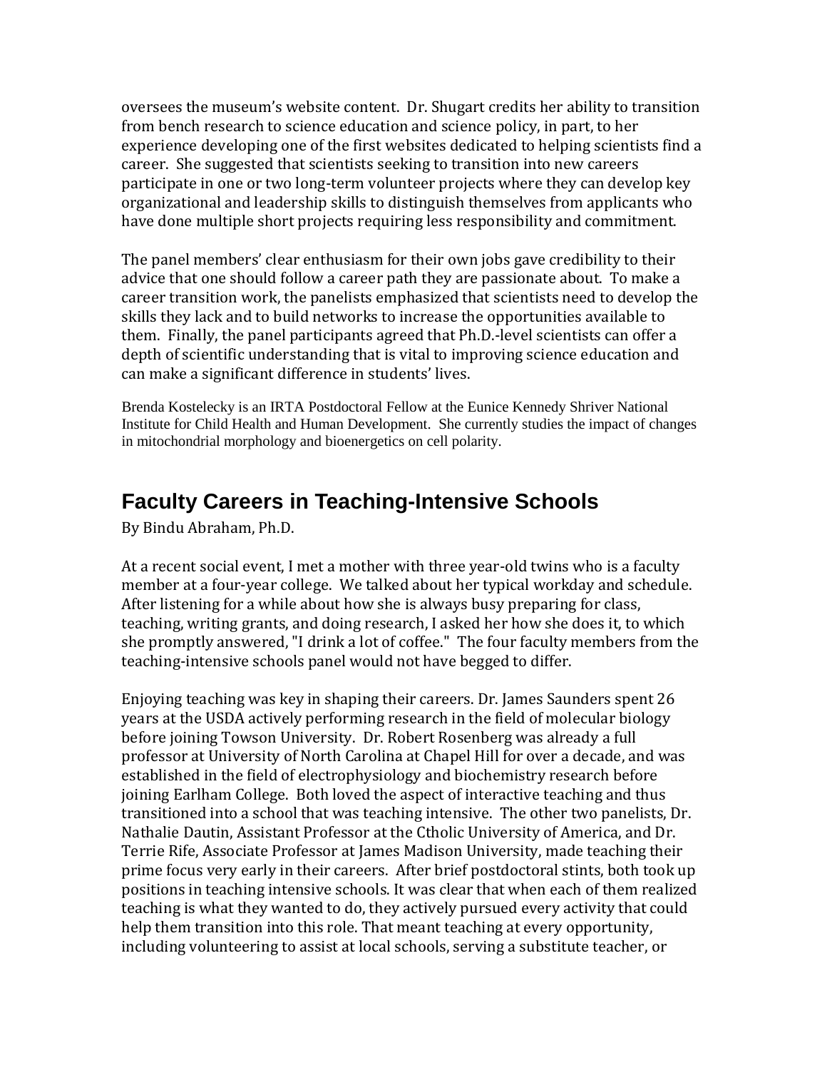oversees the museum's website content. Dr. Shugart credits her ability to transition from bench research to science education and science policy, in part, to her experience developing one of the first websites dedicated to helping scientists find a career. She suggested that scientists seeking to transition into new careers participate in one or two long-term volunteer projects where they can develop key organizational and leadership skills to distinguish themselves from applicants who have done multiple short projects requiring less responsibility and commitment.

The panel members' clear enthusiasm for their own jobs gave credibility to their advice that one should follow a career path they are passionate about. To make a career transition work, the panelists emphasized that scientists need to develop the skills they lack and to build networks to increase the opportunities available to them. Finally, the panel participants agreed that Ph.D.-level scientists can offer a depth of scientific understanding that is vital to improving science education and can make a significant difference in students' lives.

Brenda Kostelecky is an IRTA Postdoctoral Fellow at the Eunice Kennedy Shriver National Institute for Child Health and Human Development. She currently studies the impact of changes in mitochondrial morphology and bioenergetics on cell polarity.

## Faculty Careers in Teaching-Intensive Schools

By Bindu Abraham, Ph.D.

At a recent social event, I met a mother with three year-old twins who is a faculty member at a four-year college. We talked about her typical workday and schedule. After listening for a while about how she is always busy preparing for class, teaching, writing grants, and doing research, I asked her how she does it, to which she promptly answered, "I drink a lot of coffee." The four faculty members from the teaching-intensive schools panel would not have begged to differ.

Enjoying teaching was key in shaping their careers. Dr. James Saunders spent 26 years at the USDA actively performing research in the field of molecular biology before joining Towson University. Dr. Robert Rosenberg was already a full professor at University of North Carolina at Chapel Hill for over a decade, and was established in the field of electrophysiology and biochemistry research before joining Earlham College. Both loved the aspect of interactive teaching and thus transitioned into a school that was teaching intensive. The other two panelists, Dr. Nathalie Dautin, Assistant Professor at the Cthloic University of America, and Dr. Terrie Rife, Associate Professor at James Madison University, made teaching their prime focus very early in their careers. After brief postdoctoral stints, both took up positions in teaching intensive schools. It was clear that when each of them realized teaching is what they wanted to do, they actively pursued every activity that could help them transition into this role. That meant teaching at every opportunity, including volunteering to assist at local schools, serving a substitute teacher, or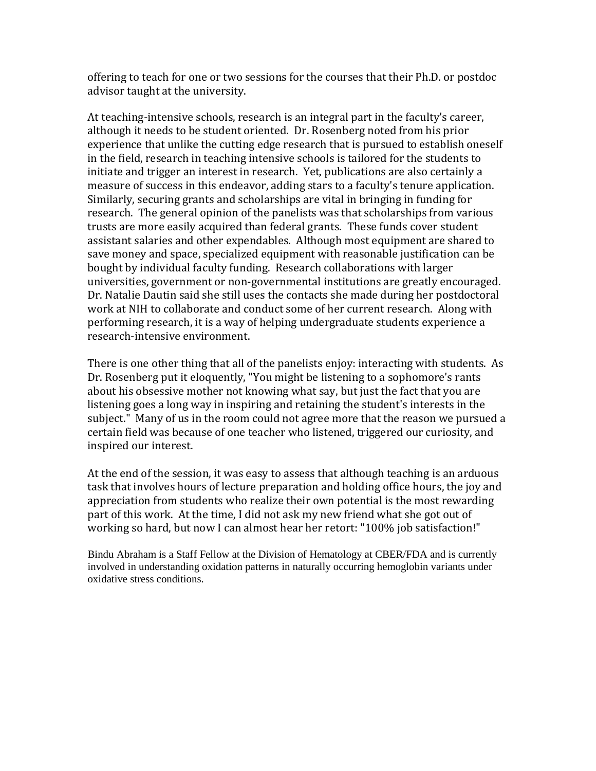offering to teach for one or two sessions for the courses that their Ph.D. or postdoc advisor taught at the university.

At teaching-intensive schools, research is an integral part in the faculty's career, although it needs to be student oriented. Dr. Rosenberg noted from his prior experience that unlike the cutting edge research that is pursued to establish oneself in the field, research in teaching intensive schools is tailored for the students to initiate and trigger an interest in research. Yet, publications are also certainly a measure of success in this endeavor, adding stars to a faculty's tenure application. Similarly, securing grants and scholarships are vital in bringing in funding for research. The general opinion of the panelists was that scholarships from various trusts are more easily acquired than federal grants. These funds cover student assistant salaries and other expendables. Although most equipment are shared to save money and space, specialized equipment with reasonable justification can be bought by individual faculty funding. Research collaborations with larger universities, government or non-governmental institutions are greatly encouraged. Dr. Natalie Dautin said she still uses the contacts she made during her postdoctoral work at NIH to collaborate and conduct some of her current research. Along with performing research, it is a way of helping undergraduate students experience a research-intensive environment.

There is one other thing that all of the panelists enjoy: interacting with students. As Dr. Rosenberg put it eloquently, "You might be listening to a sophomore's rants about his obsessive mother not knowing what say, but just the fact that you are listening goes a long way in inspiring and retaining the student's interests in the subject." Many of us in the room could not agree more that the reason we pursued a certain field was because of one teacher who listened, triggered our curiosity, and inspired our interest.

At the end of the session, it was easy to assess that although teaching is an arduous task that involves hours of lecture preparation and holding office hours, the joy and appreciation from students who realize their own potential is the most rewarding part of this work. At the time, I did not ask my new friend what she got out of working so hard, but now I can almost hear her retort: "100% job satisfaction!"

Bindu Abraham is a Staff Fellow at the Division of Hematology at CBER/FDA and is currently involved in understanding oxidation patterns in naturally occurring hemoglobin variants under oxidative stress conditions.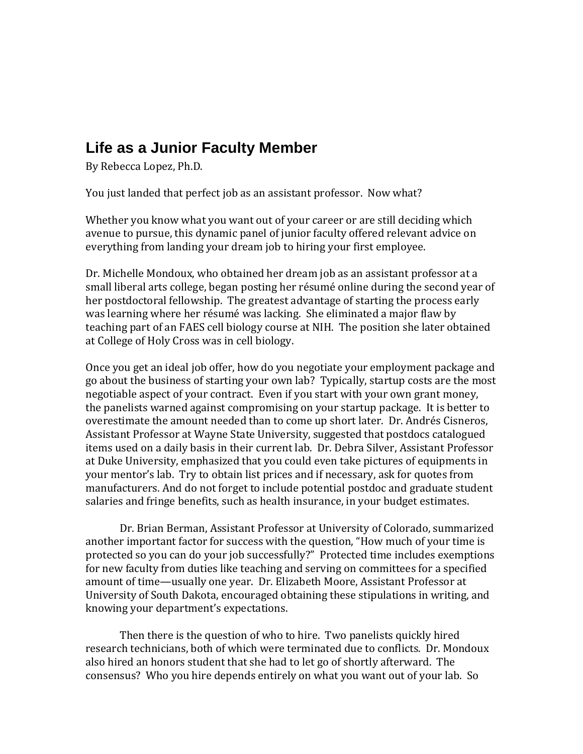# Life as a Junior Faculty Member

By Rebecca Lopez, Ph.D.

You just landed that perfect job as an assistant professor. Now what?

Whether you know what you want out of your career or are still deciding which avenue to pursue, this dynamic panel of junior faculty offered relevant advice on everything from landing your dream job to hiring your first employee.

Dr. Michelle Mondoux, who obtained her dream job as an assistant professor at a small liberal arts college, began posting her résumé online during the second year of her postdoctoral fellowship. The greatest advantage of starting the process early was learning where her résumé was lacking. She eliminated a major flaw by teaching part of an FAES cell biology course at NIH. The position she later obtained at College of Holy Cross was in cell biology.

Once you get an ideal job offer, how do you negotiate your employment package and go about the business of starting your own lab? Typically, startup costs are the most negotiable aspect of your contract. Even if you start with your own grant money, the panelists warned against compromising on your startup package. It is better to overestimate the amount needed than to come up short later. Dr. Andrés Cisneros, Assistant Professor at Wayne State University, suggested that postdocs catalogued items used on a daily basis in their current lab. Dr. Debra Silver, Assistant Professor at Duke University, emphasized that you could even take pictures of equipments in your mentor's lab. Try to obtain list prices and if necessary, ask for quotes from manufacturers. And do not forget to include potential postdoc and graduate student salaries and fringe benefits, such as health insurance, in your budget estimates.

Dr. Brian Berman, Assistant Professor at University of Colorado, summarized another important factor for success with the question, "How much of your time is protected so you can do your job successfully?" Protected time includes exemptions for new faculty from duties like teaching and serving on committees for a specified amount of time—usually one year. Dr. Elizabeth Moore, Assistant Professor at University of South Dakota, encouraged obtaining these stipulations in writing, and knowing your department's expectations.

Then there is the question of who to hire. Two panelists quickly hired research technicians, both of which were terminated due to conflicts. Dr. Mondoux also hired an honors student that she had to let go of shortly afterward. The consensus? Who you hire depends entirely on what you want out of your lab. So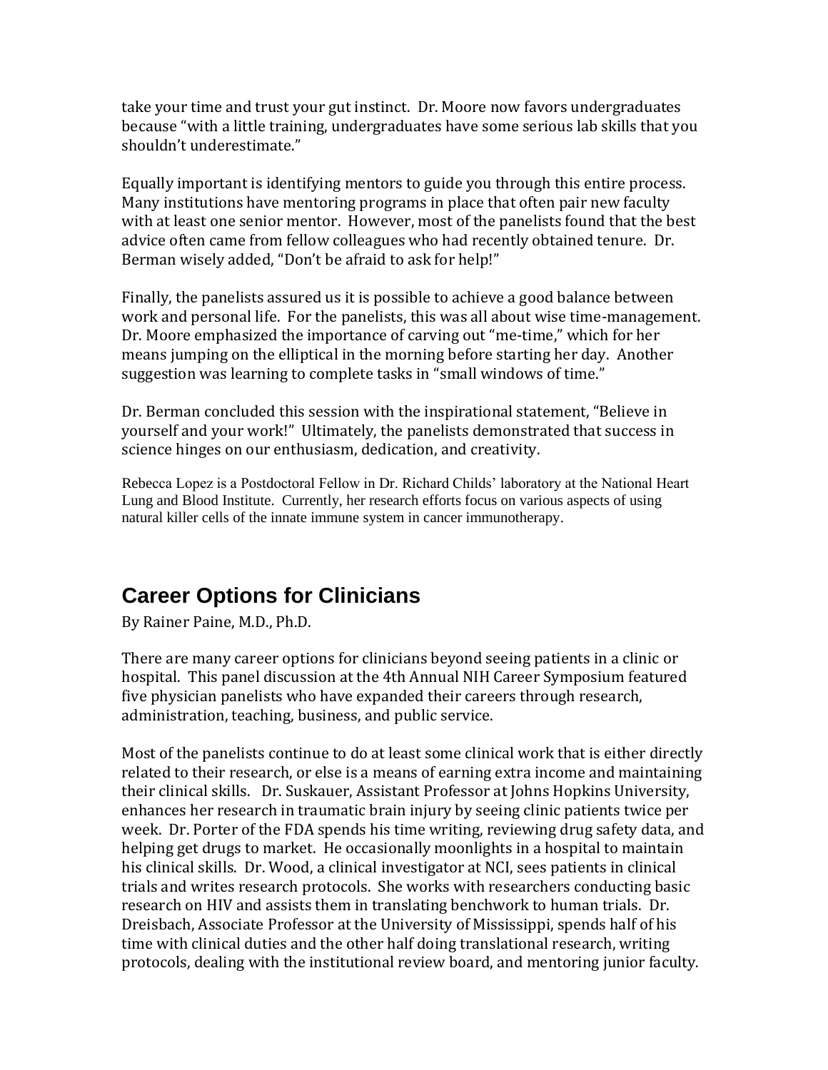take your time and trust your gut instinct. Dr. Moore now favors undergraduates because "with a little training, undergraduates have some serious lab skills that you shouldn't underestimate."

Equally important is identifying mentors to guide you through this entire process. Many institutions have mentoring programs in place that often pair new faculty with at least one senior mentor. However, most of the panelists found that the best advice often came from fellow colleagues who had recently obtained tenure. Dr. Berman wisely added, "Don't be afraid to ask for help!"

Finally, the panelists assured us it is possible to achieve a good balance between work and personal life. For the panelists, this was all about wise time-management. Dr. Moore emphasized the importance of carving out "me-time," which for her means jumping on the elliptical in the morning before starting her day. Another suggestion was learning to complete tasks in "small windows of time."

Dr. Berman concluded this session with the inspirational statement, "Believe in yourself and your work!" Ultimately, the panelists demonstrated that success in science hinges on our enthusiasm, dedication, and creativity.

Rebecca Lopez is a Postdoctoral Fellow in Dr. Richard Childs' laboratory at the National Heart Lung and Blood Institute. Currently, her research efforts focus on various aspects of using natural killer cells of the innate immune system in cancer immunotherapy.

## Career Options for Clinicians

By Rainer Paine, M.D., Ph.D.

There are many career options for clinicians beyond seeing patients in a clinic or hospital. This panel discussion at the 4th Annual NIH Career Symposium featured five physician panelists who have expanded their careers through research, administration, teaching, business, and public service.

Most of the panelists continue to do at least some clinical work that is either directly related to their research, or else is a means of earning extra income and maintaining their clinical skills. Dr. Suskauer, Assistant Professor at Johns Hopkins University, enhances her research in traumatic brain injury by seeing clinic patients twice per week. Dr. Porter of the FDA spends his time writing, reviewing drug safety data, and helping get drugs to market. He occasionally moonlights in a hospital to maintain his clinical skills. Dr. Wood, a clinical investigator at NCI, sees patients in clinical trials and writes research protocols. She works with researchers conducting basic research on HIV and assists them in translating benchwork to human trials. Dr. Dreisbach, Associate Professor at the University of Mississippi, spends half of his time with clinical duties and the other half doing translational research, writing protocols, dealing with the institutional review board, and mentoring junior faculty.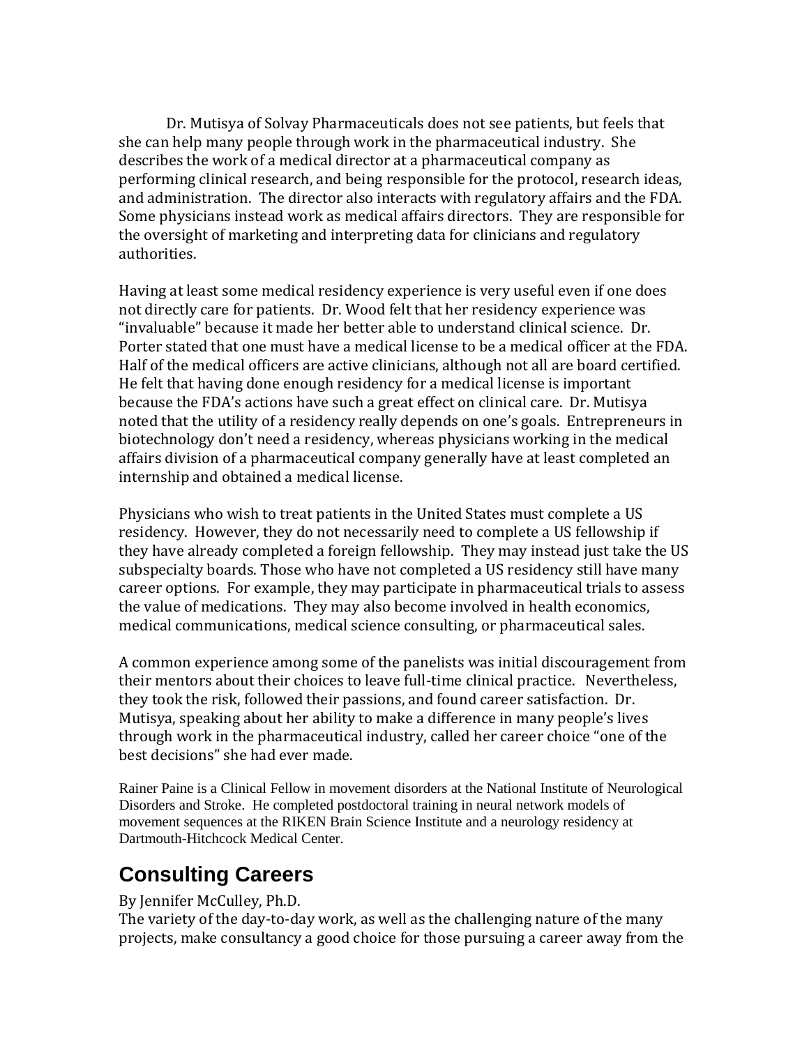Dr. Mutisya of Solvay Pharmaceuticals does not see patients, but feels that she can help many people through work in the pharmaceutical industry. She describes the work of a medical director at a pharmaceutical company as performing clinical research, and being responsible for the protocol, research ideas, and administration. The director also interacts with regulatory affairs and the FDA. Some physicians instead work as medical affairs directors. They are responsible for the oversight of marketing and interpreting data for clinicians and regulatory authorities.

Having at least some medical residency experience is very useful even if one does not directly care for patients. Dr. Wood felt that her residency experience was "invaluable" because it made her better able to understand clinical science. Dr. Porter stated that one must have a medical license to be a medical officer at the FDA. Half of the medical officers are active clinicians, although not all are board certified. He felt that having done enough residency for a medical license is important because the FDA's actions have such a great effect on clinical care. Dr. Mutisya noted that the utility of a residency really depends on one's goals. Entrepreneurs in biotechnology don't need a residency, whereas physicians working in the medical affairs division of a pharmaceutical company generally have at least completed an internship and obtained a medical license.

Physicians who wish to treat patients in the United States must complete a US residency. However, they do not necessarily need to complete a US fellowship if they have already completed a foreign fellowship. They may instead just take the US subspecialty boards. Those who have not completed a US residency still have many career options. For example, they may participate in pharmaceutical trials to assess the value of medications. They may also become involved in health economics, medical communications, medical science consulting, or pharmaceutical sales.

A common experience among some of the panelists was initial discouragement from their mentors about their choices to leave full-time clinical practice. Nevertheless, they took the risk, followed their passions, and found career satisfaction. Dr. Mutisya, speaking about her ability to make a difference in many people's lives through work in the pharmaceutical industry, called her career choice "one of the best decisions" she had ever made.

Rainer Paine is a Clinical Fellow in movement disorders at the National Institute of Neurological Disorders and Stroke. He completed postdoctoral training in neural network models of movement sequences at the RIKEN Brain Science Institute and a neurology residency at Dartmouth-Hitchcock Medical Center.

## Consulting Careers

By Jennifer McCulley, Ph.D.

The variety of the day-to-day work, as well as the challenging nature of the many projects, make consultancy a good choice for those pursuing a career away from the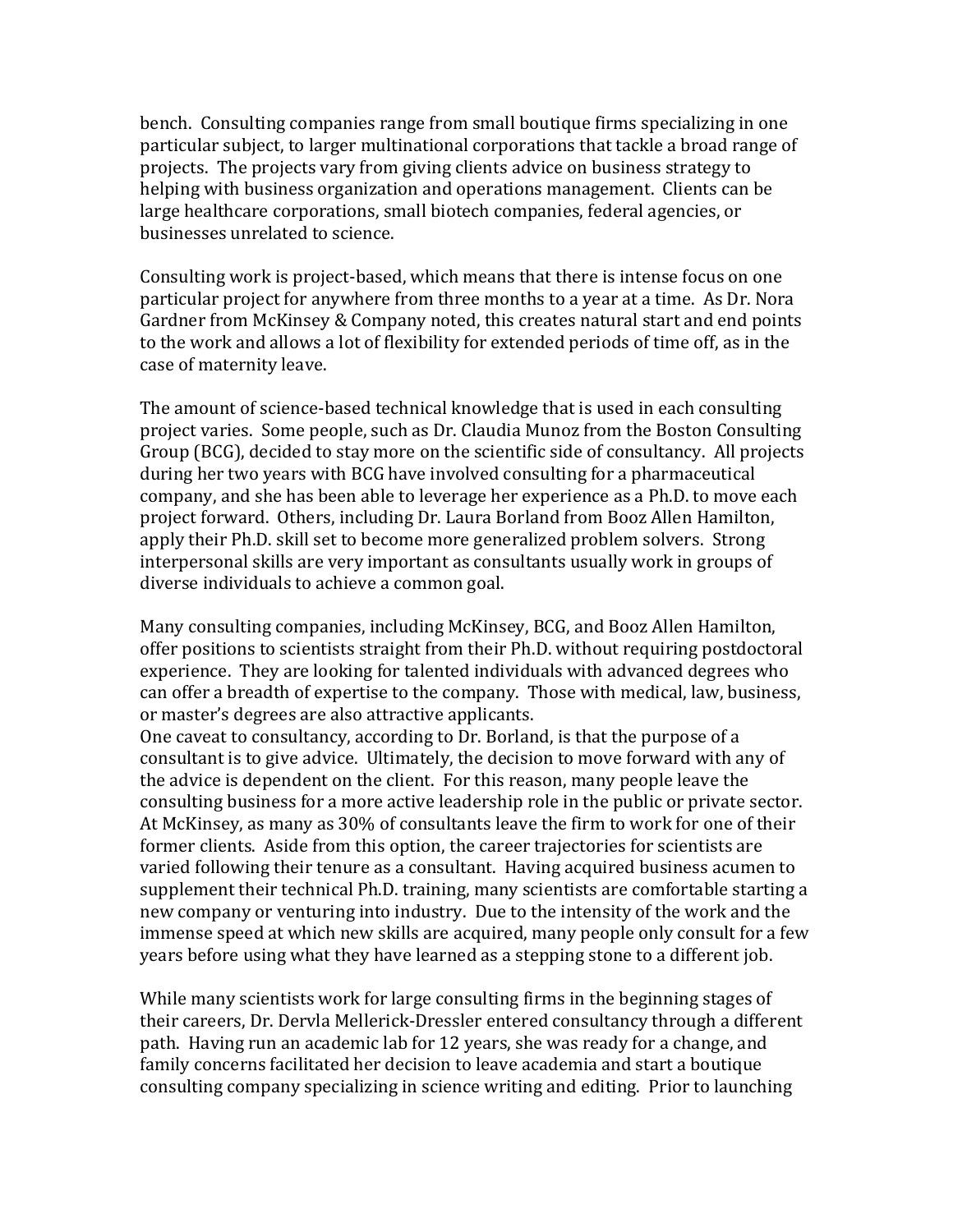bench. Consulting companies range from small boutique firms specializing in one particular subject, to larger multinational corporations that tackle a broad range of projects. The projects vary from giving clients advice on business strategy to helping with business organization and operations management. Clients can be large healthcare corporations, small biotech companies, federal agencies, or businesses unrelated to science.

Consulting work is project-based, which means that there is intense focus on one particular project for anywhere from three months to a year at a time. As Dr. Nora Gardner from McKinsey & Company noted, this creates natural start and end points to the work and allows a lot of flexibility for extended periods of time off, as in the case of maternity leave.

The amount of science-based technical knowledge that is used in each consulting project varies. Some people, such as Dr. Claudia Munoz from the Boston Consulting Group (BCG), decided to stay more on the scientific side of consultancy. All projects during her two years with BCG have involved consulting for a pharmaceutical company, and she has been able to leverage her experience as a Ph.D. to move each project forward. Others, including Dr. Laura Borland from Booz Allen Hamilton, apply their Ph.D. skill set to become more generalized problem solvers. Strong interpersonal skills are very important as consultants usually work in groups of diverse individuals to achieve a common goal.

Many consulting companies, including McKinsey, BCG, and Booz Allen Hamilton, offer positions to scientists straight from their Ph.D. without requiring postdoctoral experience. They are looking for talented individuals with advanced degrees who can offer a breadth of expertise to the company. Those with medical, law, business, or master's degrees are also attractive applicants.

One caveat to consultancy, according to Dr. Borland, is that the purpose of a consultant is to give advice. Ultimately, the decision to move forward with any of the advice is dependent on the client. For this reason, many people leave the consulting business for a more active leadership role in the public or private sector. At McKinsey, as many as 30% of consultants leave the firm to work for one of their former clients. Aside from this option, the career trajectories for scientists are varied following their tenure as a consultant. Having acquired business acumen to supplement their technical Ph.D. training, many scientists are comfortable starting a new company or venturing into industry. Due to the intensity of the work and the immense speed at which new skills are acquired, many people only consult for a few years before using what they have learned as a stepping stone to a different job.

While many scientists work for large consulting firms in the beginning stages of their careers, Dr. Dervla Mellerick-Dressler entered consultancy through a different path. Having run an academic lab for 12 years, she was ready for a change, and family concerns facilitated her decision to leave academia and start a boutique consulting company specializing in science writing and editing. Prior to launching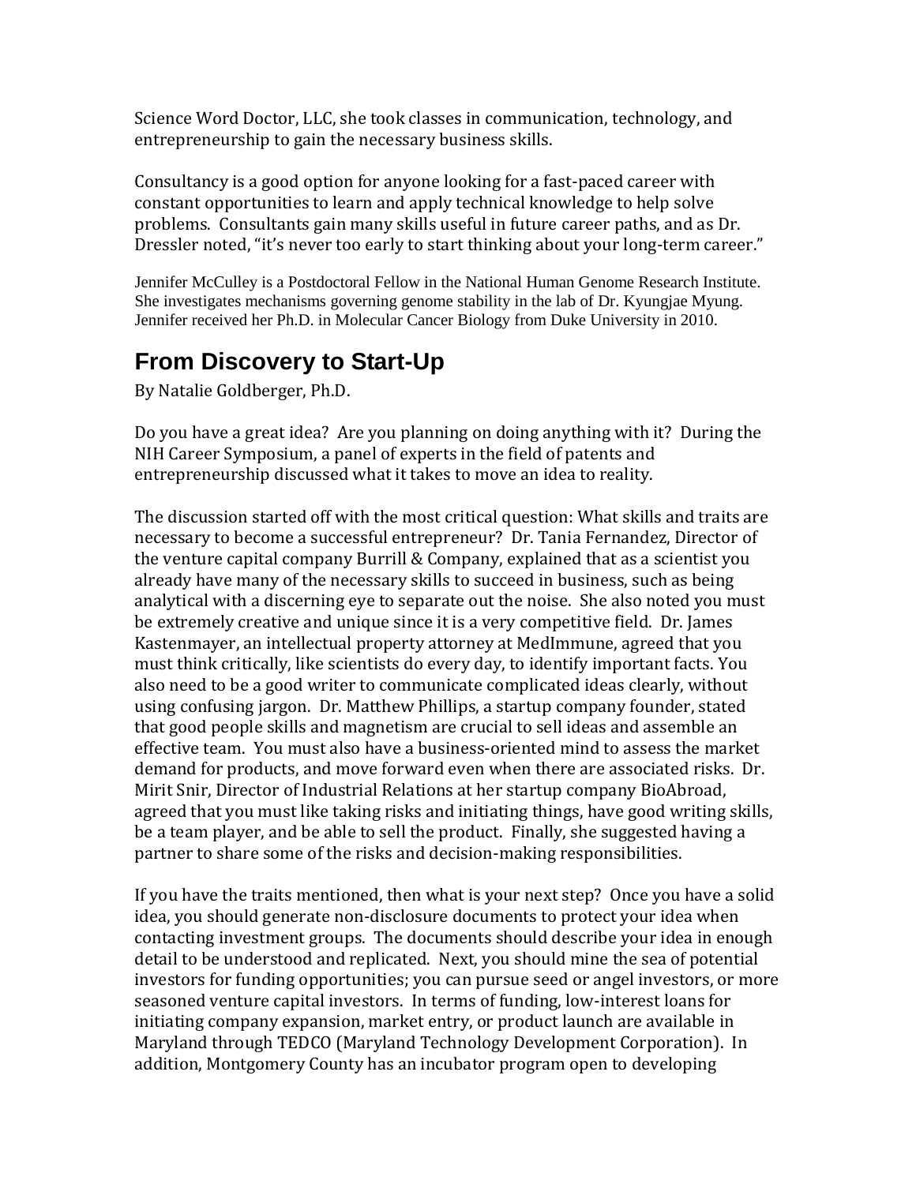Science Word Doctor, LLC, she took classes in communication, technology, and entrepreneurship to gain the necessary business skills.

Consultancy is a good option for anyone looking for a fast-paced career with constant opportunities to learn and apply technical knowledge to help solve problems. Consultants gain many skills useful in future career paths, and as Dr. Dressler noted, "it's never too early to start thinking about your long-term career."

Jennifer McCulley is a Postdoctoral Fellow in the National Human Genome Research Institute. She investigates mechanisms governing genome stability in the lab of Dr. Kyungjae Myung. Jennifer received her Ph.D. in Molecular Cancer Biology from Duke University in 2010.

## From Discovery to Start-Up

By Natalie Goldberger, Ph.D.

Do you have a great idea? Are you planning on doing anything with it? During the NIH Career Symposium, a panel of experts in the field of patents and entrepreneurship discussed what it takes to move an idea to reality.

The discussion started off with the most critical question: What skills and traits are necessary to become a successful entrepreneur? Dr. Tania Fernandez, Director of the venture capital company Burrill & Company, explained that as a scientist you already have many of the necessary skills to succeed in business, such as being analytical with a discerning eye to separate out the noise. She also noted you must be extremely creative and unique since it is a very competitive field. Dr. James Kastenmayer, an intellectual property attorney at MedImmune, agreed that you must think critically, like scientists do every day, to identify important facts. You also need to be a good writer to communicate complicated ideas clearly, without using confusing jargon. Dr. Matthew Phillips, a startup company founder, stated that good people skills and magnetism are crucial to sell ideas and assemble an effective team. You must also have a business-oriented mind to assess the market demand for products, and move forward even when there are associated risks. Dr. Mirit Snir, Director of Industrial Relations at her startup company BioAbroad, agreed that you must like taking risks and initiating things, have good writing skills, be a team player, and be able to sell the product. Finally, she suggested having a partner to share some of the risks and decision-making responsibilities.

If you have the traits mentioned, then what is your next step? Once you have a solid idea, you should generate non-disclosure documents to protect your idea when contacting investment groups. The documents should describe your idea in enough detail to be understood and replicated. Next, you should mine the sea of potential investors for funding opportunities; you can pursue seed or angel investors, or more seasoned venture capital investors. In terms of funding, low-interest loans for initiating company expansion, market entry, or product launch are available in Maryland through TEDCO (Maryland Technology Development Corporation). In addition, Montgomery County has an incubator program open to developing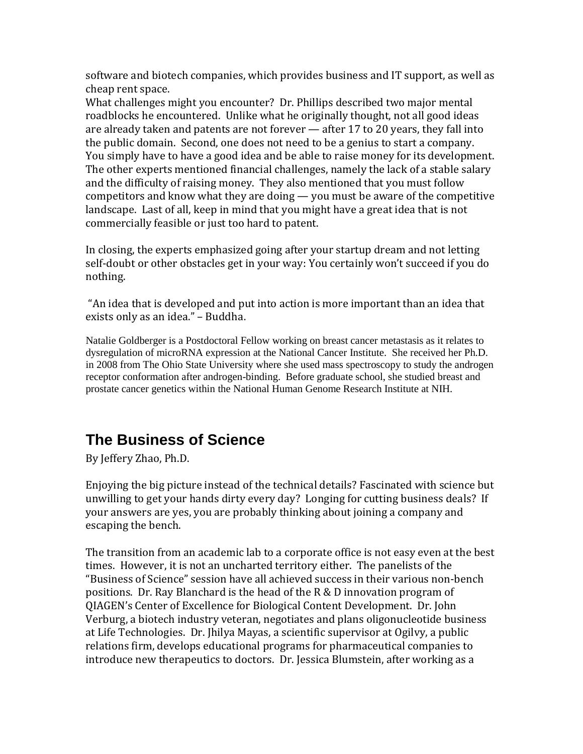software and biotech companies, which provides business and IT support, as well as cheap rent space.

What challenges might you encounter? Dr. Phillips described two major mental roadblocks he encountered. Unlike what he originally thought, not all good ideas are already taken and patents are not forever — after 17 to 20 years, they fall into the public domain. Second, one does not need to be a genius to start a company. You simply have to have a good idea and be able to raise money for its development. The other experts mentioned financial challenges, namely the lack of a stable salary and the difficulty of raising money. They also mentioned that you must follow competitors and know what they are doing — you must be aware of the competitive landscape. Last of all, keep in mind that you might have a great idea that is not commercially feasible or just too hard to patent.

In closing, the experts emphasized going after your startup dream and not letting self-doubt or other obstacles get in your way: You certainly won't succeed if you do nothing.

"An idea that is developed and put into action is more important than an idea that exists only as an idea." – Buddha.

Natalie Goldberger is a Postdoctoral Fellow working on breast cancer metastasis as it relates to dysregulation of microRNA expression at the National Cancer Institute. She received her Ph.D. in 2008 from The Ohio State University where she used mass spectroscopy to study the androgen receptor conformation after androgen-binding. Before graduate school, she studied breast and prostate cancer genetics within the National Human Genome Research Institute at NIH.

## The Business of Science

By Jeffery Zhao, Ph.D.

Enjoying the big picture instead of the technical details? Fascinated with science but unwilling to get your hands dirty every day? Longing for cutting business deals? If your answers are yes, you are probably thinking about joining a company and escaping the bench.

The transition from an academic lab to a corporate office is not easy even at the best times. However, it is not an uncharted territory either. The panelists of the "Business of Science" session have all achieved success in their various non-bench positions. Dr. Ray Blanchard is the head of the R & D innovation program of QIAGEN's Center of Excellence for Biological Content Development. Dr. John Verburg, a biotech industry veteran, negotiates and plans oligonucleotide business at Life Technologies. Dr. Jhilya Mayas, a scientific supervisor at Ogilvy, a public relations firm, develops educational programs for pharmaceutical companies to introduce new therapeutics to doctors. Dr. Jessica Blumstein, after working as a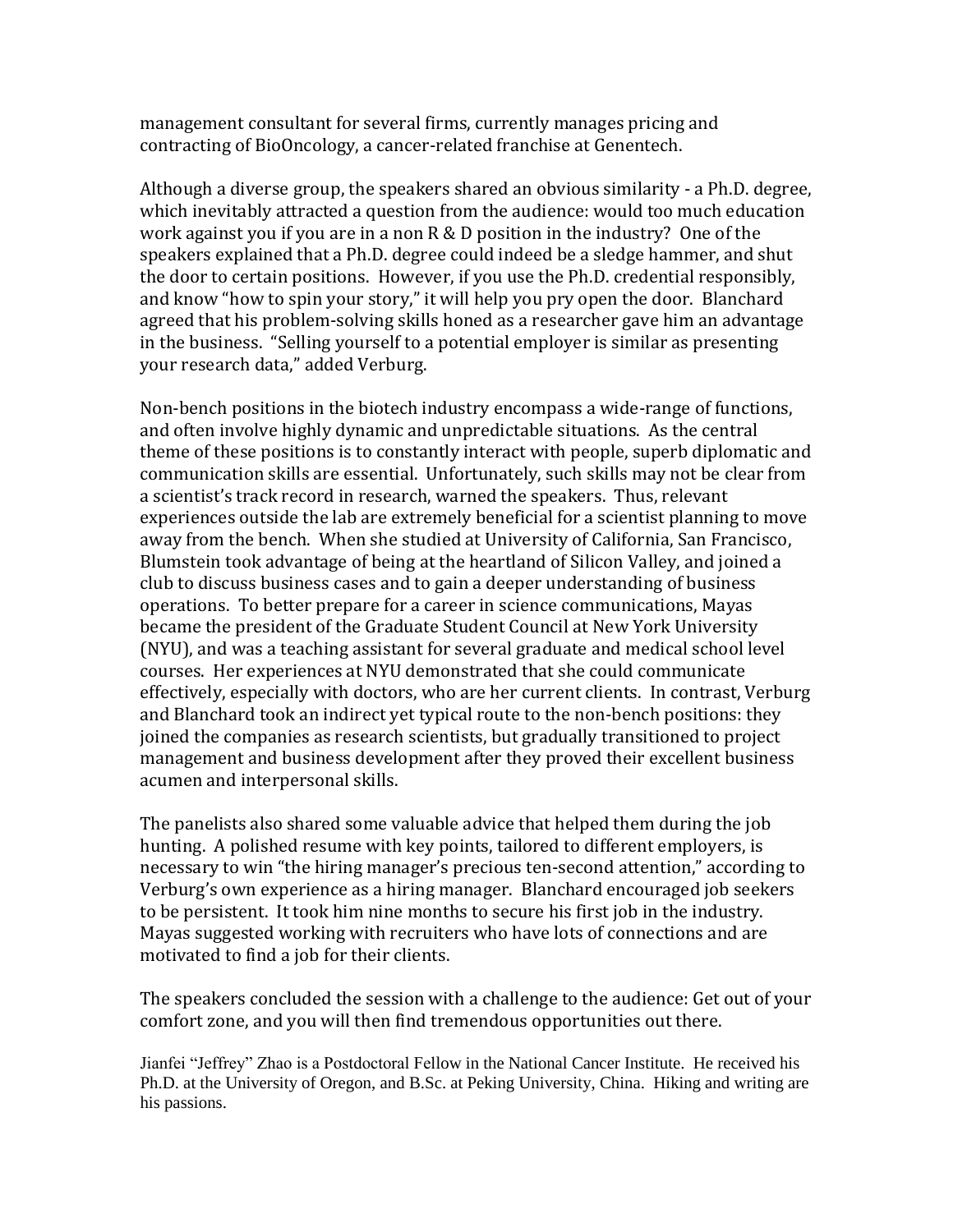management consultant for several firms, currently manages pricing and contracting of BioOncology, a cancer-related franchise at Genentech.

Although a diverse group, the speakers shared an obvious similarity - a Ph.D. degree, which inevitably attracted a question from the audience: would too much education work against you if you are in a non R & D position in the industry? One of the speakers explained that a Ph.D. degree could indeed be a sledge hammer, and shut the door to certain positions. However, if you use the Ph.D. credential responsibly, and know "how to spin your story," it will help you pry open the door. Blanchard agreed that his problem-solving skills honed as a researcher gave him an advantage in the business. "Selling yourself to a potential employer is similar as presenting your research data," added Verburg.

Non-bench positions in the biotech industry encompass a wide-range of functions, and often involve highly dynamic and unpredictable situations. As the central theme of these positions is to constantly interact with people, superb diplomatic and communication skills are essential. Unfortunately, such skills may not be clear from a scientist's track record in research, warned the speakers. Thus, relevant experiences outside the lab are extremely beneficial for a scientist planning to move away from the bench. When she studied at University of California, San Francisco, Blumstein took advantage of being at the heartland of Silicon Valley, and joined a club to discuss business cases and to gain a deeper understanding of business operations. To better prepare for a career in science communications, Mayas became the president of the Graduate Student Council at New York University (NYU), and was a teaching assistant for several graduate and medical school level courses. Her experiences at NYU demonstrated that she could communicate effectively, especially with doctors, who are her current clients. In contrast, Verburg and Blanchard took an indirect yet typical route to the non-bench positions: they joined the companies as research scientists, but gradually transitioned to project management and business development after they proved their excellent business acumen and interpersonal skills.

The panelists also shared some valuable advice that helped them during the job hunting. A polished resume with key points, tailored to different employers, is necessary to win "the hiring manager's precious ten-second attention," according to Verburg's own experience as a hiring manager. Blanchard encouraged job seekers to be persistent. It took him nine months to secure his first job in the industry. Mayas suggested working with recruiters who have lots of connections and are motivated to find a job for their clients.

The speakers concluded the session with a challenge to the audience: Get out of your comfort zone, and you will then find tremendous opportunities out there.

Jianfei "Jeffrey" Zhao is a Postdoctoral Fellow in the National Cancer Institute. He received his Ph.D. at the University of Oregon, and B.Sc. at Peking University, China. Hiking and writing are his passions.